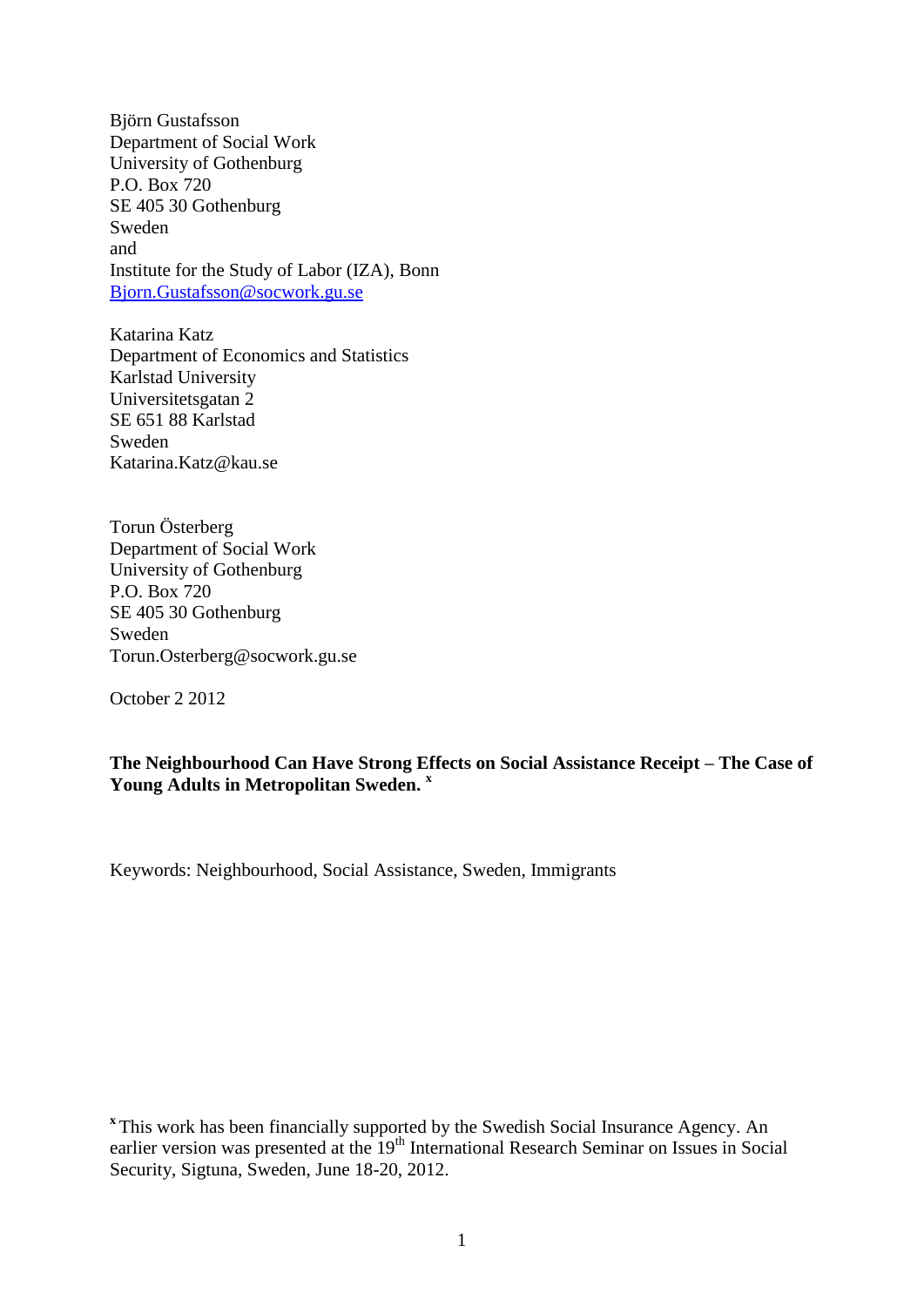Björn Gustafsson
Department of Social Work
University of Gothenburg
P.O. Box 720
SE 405 30 Gothenburg
Sweden
and
Institute for the Study of Labor (IZA), Bonn
Bjorn.Gustafsson@socwork.gu.se

Katarina Katz
Department of Economics and Statistics
Karlstad University
Universitetsgatan 2
SE 651 88 Karlstad
Sweden
Katarina.Katz@kau.se

Torun Österberg
Department of Social Work
University of Gothenburg
P.O. Box 720
SE 405 30 Gothenburg
Sweden
Torun.Osterberg@socwork.gu.se

October 2 2012

**The Neighbourhood Can Have Strong Effects on Social Assistance Receipt – The Case of Young Adults in Metropolitan Sweden.** [x]

Keywords: Neighbourhood, Social Assistance, Sweden, Immigrants

[x] This work has been financially supported by the Swedish Social Insurance Agency. An earlier version was presented at the 19th International Research Seminar on Issues in Social Security, Sigtuna, Sweden, June 18-20, 2012.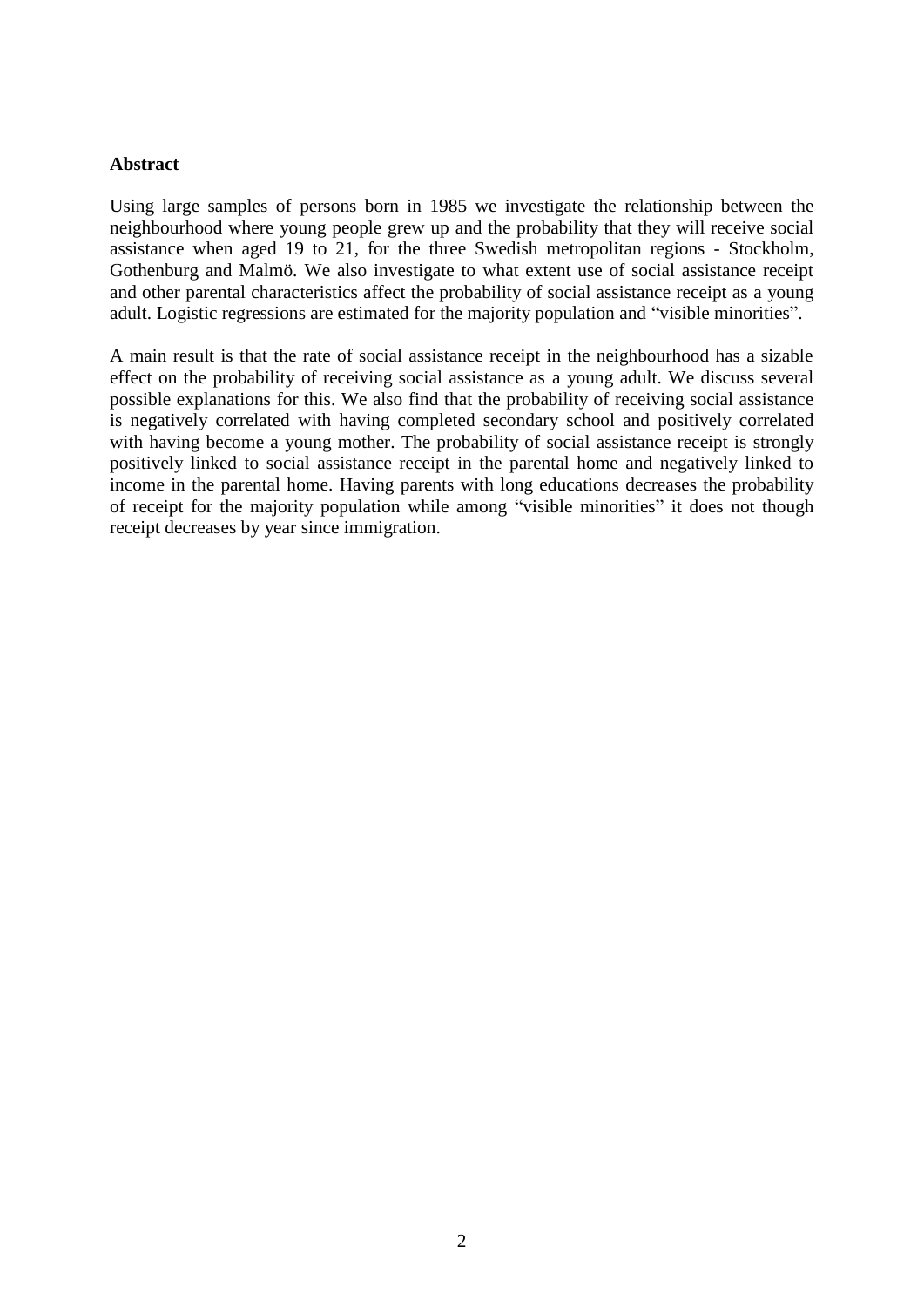**Abstract**

Using large samples of persons born in 1985 we investigate the relationship between the neighbourhood where young people grew up and the probability that they will receive social assistance when aged 19 to 21, for the three Swedish metropolitan regions - Stockholm, Gothenburg and Malmö. We also investigate to what extent use of social assistance receipt and other parental characteristics affect the probability of social assistance receipt as a young adult. Logistic regressions are estimated for the majority population and "visible minorities".

A main result is that the rate of social assistance receipt in the neighbourhood has a sizable effect on the probability of receiving social assistance as a young adult. We discuss several possible explanations for this. We also find that the probability of receiving social assistance is negatively correlated with having completed secondary school and positively correlated with having become a young mother. The probability of social assistance receipt is strongly positively linked to social assistance receipt in the parental home and negatively linked to income in the parental home. Having parents with long educations decreases the probability of receipt for the majority population while among "visible minorities" it does not though receipt decreases by year since immigration.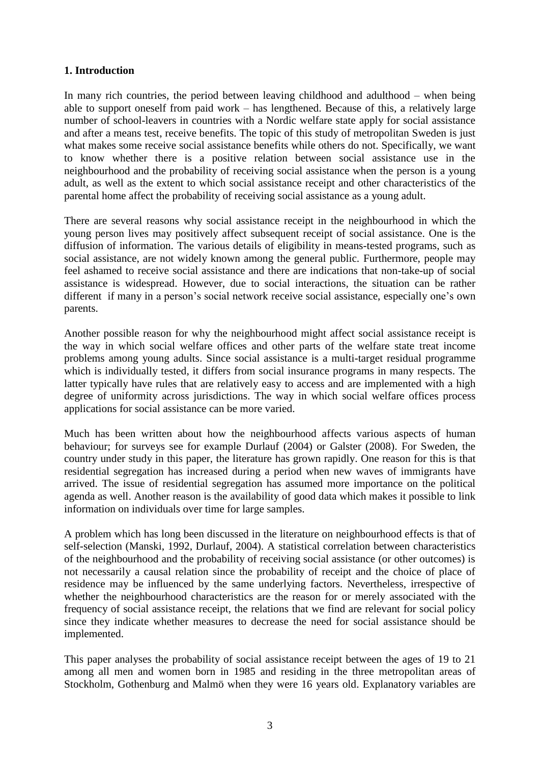## 1. Introduction

In many rich countries, the period between leaving childhood and adulthood – when being able to support oneself from paid work – has lengthened. Because of this, a relatively large number of school-leavers in countries with a Nordic welfare state apply for social assistance and after a means test, receive benefits. The topic of this study of metropolitan Sweden is just what makes some receive social assistance benefits while others do not. Specifically, we want to know whether there is a positive relation between social assistance use in the neighbourhood and the probability of receiving social assistance when the person is a young adult, as well as the extent to which social assistance receipt and other characteristics of the parental home affect the probability of receiving social assistance as a young adult.

There are several reasons why social assistance receipt in the neighbourhood in which the young person lives may positively affect subsequent receipt of social assistance. One is the diffusion of information. The various details of eligibility in means-tested programs, such as social assistance, are not widely known among the general public. Furthermore, people may feel ashamed to receive social assistance and there are indications that non-take-up of social assistance is widespread. However, due to social interactions, the situation can be rather different if many in a person's social network receive social assistance, especially one's own parents.

Another possible reason for why the neighbourhood might affect social assistance receipt is the way in which social welfare offices and other parts of the welfare state treat income problems among young adults. Since social assistance is a multi-target residual programme which is individually tested, it differs from social insurance programs in many respects. The latter typically have rules that are relatively easy to access and are implemented with a high degree of uniformity across jurisdictions. The way in which social welfare offices process applications for social assistance can be more varied.

Much has been written about how the neighbourhood affects various aspects of human behaviour; for surveys see for example Durlauf (2004) or Galster (2008). For Sweden, the country under study in this paper, the literature has grown rapidly. One reason for this is that residential segregation has increased during a period when new waves of immigrants have arrived. The issue of residential segregation has assumed more importance on the political agenda as well. Another reason is the availability of good data which makes it possible to link information on individuals over time for large samples.

A problem which has long been discussed in the literature on neighbourhood effects is that of self-selection (Manski, 1992, Durlauf, 2004). A statistical correlation between characteristics of the neighbourhood and the probability of receiving social assistance (or other outcomes) is not necessarily a causal relation since the probability of receipt and the choice of place of residence may be influenced by the same underlying factors. Nevertheless, irrespective of whether the neighbourhood characteristics are the reason for or merely associated with the frequency of social assistance receipt, the relations that we find are relevant for social policy since they indicate whether measures to decrease the need for social assistance should be implemented.

This paper analyses the probability of social assistance receipt between the ages of 19 to 21 among all men and women born in 1985 and residing in the three metropolitan areas of Stockholm, Gothenburg and Malmö when they were 16 years old. Explanatory variables are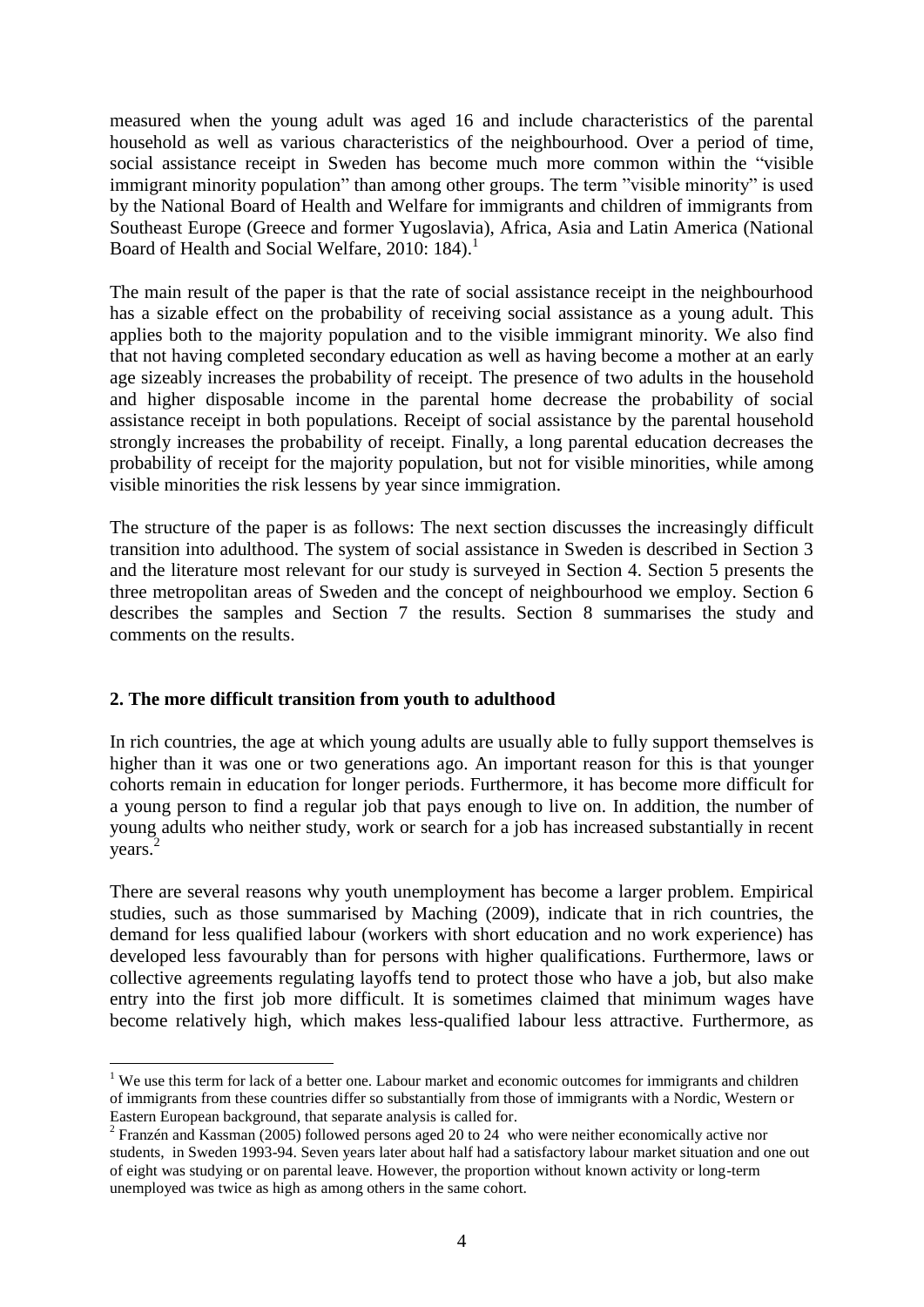measured when the young adult was aged 16 and include characteristics of the parental household as well as various characteristics of the neighbourhood. Over a period of time, social assistance receipt in Sweden has become much more common within the "visible immigrant minority population" than among other groups. The term "visible minority" is used by the National Board of Health and Welfare for immigrants and children of immigrants from Southeast Europe (Greece and former Yugoslavia), Africa, Asia and Latin America (National Board of Health and Social Welfare, 2010: 184).[1]

The main result of the paper is that the rate of social assistance receipt in the neighbourhood has a sizable effect on the probability of receiving social assistance as a young adult. This applies both to the majority population and to the visible immigrant minority. We also find that not having completed secondary education as well as having become a mother at an early age sizeably increases the probability of receipt. The presence of two adults in the household and higher disposable income in the parental home decrease the probability of social assistance receipt in both populations. Receipt of social assistance by the parental household strongly increases the probability of receipt. Finally, a long parental education decreases the probability of receipt for the majority population, but not for visible minorities, while among visible minorities the risk lessens by year since immigration.

The structure of the paper is as follows: The next section discusses the increasingly difficult transition into adulthood. The system of social assistance in Sweden is described in Section 3 and the literature most relevant for our study is surveyed in Section 4. Section 5 presents the three metropolitan areas of Sweden and the concept of neighbourhood we employ. Section 6 describes the samples and Section 7 the results. Section 8 summarises the study and comments on the results.

## 2. The more difficult transition from youth to adulthood

In rich countries, the age at which young adults are usually able to fully support themselves is higher than it was one or two generations ago. An important reason for this is that younger cohorts remain in education for longer periods. Furthermore, it has become more difficult for a young person to find a regular job that pays enough to live on. In addition, the number of young adults who neither study, work or search for a job has increased substantially in recent years.[2]

There are several reasons why youth unemployment has become a larger problem. Empirical studies, such as those summarised by Maching (2009), indicate that in rich countries, the demand for less qualified labour (workers with short education and no work experience) has developed less favourably than for persons with higher qualifications. Furthermore, laws or collective agreements regulating layoffs tend to protect those who have a job, but also make entry into the first job more difficult. It is sometimes claimed that minimum wages have become relatively high, which makes less-qualified labour less attractive. Furthermore, as

[1] We use this term for lack of a better one. Labour market and economic outcomes for immigrants and children of immigrants from these countries differ so substantially from those of immigrants with a Nordic, Western or Eastern European background, that separate analysis is called for.

[2] Franzén and Kassman (2005) followed persons aged 20 to 24 who were neither economically active nor students, in Sweden 1993-94. Seven years later about half had a satisfactory labour market situation and one out of eight was studying or on parental leave. However, the proportion without known activity or long-term unemployed was twice as high as among others in the same cohort.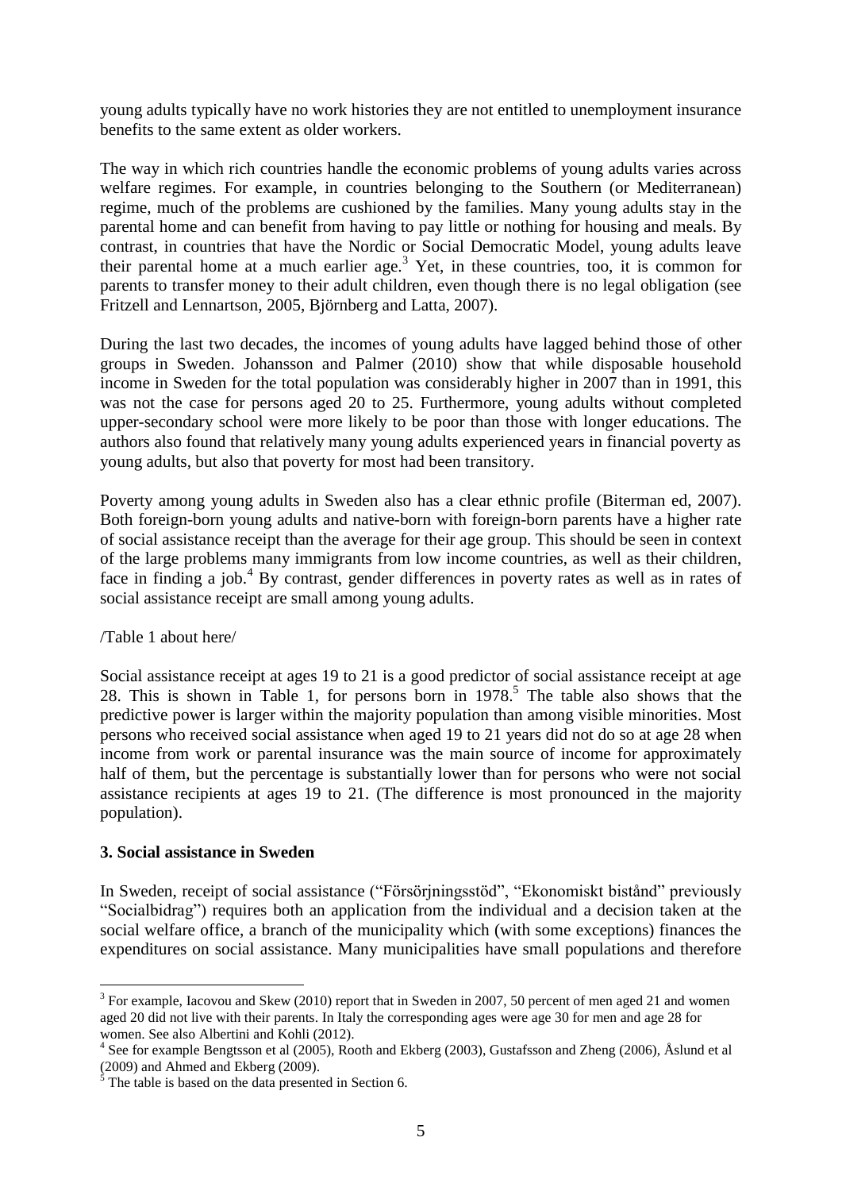young adults typically have no work histories they are not entitled to unemployment insurance benefits to the same extent as older workers.

The way in which rich countries handle the economic problems of young adults varies across welfare regimes. For example, in countries belonging to the Southern (or Mediterranean) regime, much of the problems are cushioned by the families. Many young adults stay in the parental home and can benefit from having to pay little or nothing for housing and meals. By contrast, in countries that have the Nordic or Social Democratic Model, young adults leave their parental home at a much earlier age.[3] Yet, in these countries, too, it is common for parents to transfer money to their adult children, even though there is no legal obligation (see Fritzell and Lennartson, 2005, Björnberg and Latta, 2007).

During the last two decades, the incomes of young adults have lagged behind those of other groups in Sweden. Johansson and Palmer (2010) show that while disposable household income in Sweden for the total population was considerably higher in 2007 than in 1991, this was not the case for persons aged 20 to 25. Furthermore, young adults without completed upper-secondary school were more likely to be poor than those with longer educations. The authors also found that relatively many young adults experienced years in financial poverty as young adults, but also that poverty for most had been transitory.

Poverty among young adults in Sweden also has a clear ethnic profile (Biterman ed, 2007). Both foreign-born young adults and native-born with foreign-born parents have a higher rate of social assistance receipt than the average for their age group. This should be seen in context of the large problems many immigrants from low income countries, as well as their children, face in finding a job.[4] By contrast, gender differences in poverty rates as well as in rates of social assistance receipt are small among young adults.

/Table 1 about here/

Social assistance receipt at ages 19 to 21 is a good predictor of social assistance receipt at age 28. This is shown in Table 1, for persons born in 1978.[5] The table also shows that the predictive power is larger within the majority population than among visible minorities. Most persons who received social assistance when aged 19 to 21 years did not do so at age 28 when income from work or parental insurance was the main source of income for approximately half of them, but the percentage is substantially lower than for persons who were not social assistance recipients at ages 19 to 21. (The difference is most pronounced in the majority population).

## 3. Social assistance in Sweden

In Sweden, receipt of social assistance ("Försörjningsstöd", "Ekonomiskt bistånd" previously "Socialbidrag") requires both an application from the individual and a decision taken at the social welfare office, a branch of the municipality which (with some exceptions) finances the expenditures on social assistance. Many municipalities have small populations and therefore

---

[3] For example, Iacovou and Skew (2010) report that in Sweden in 2007, 50 percent of men aged 21 and women aged 20 did not live with their parents. In Italy the corresponding ages were age 30 for men and age 28 for women. See also Albertini and Kohli (2012).

[4] See for example Bengtsson et al (2005), Rooth and Ekberg (2003), Gustafsson and Zheng (2006), Åslund et al (2009) and Ahmed and Ekberg (2009).

[5] The table is based on the data presented in Section 6.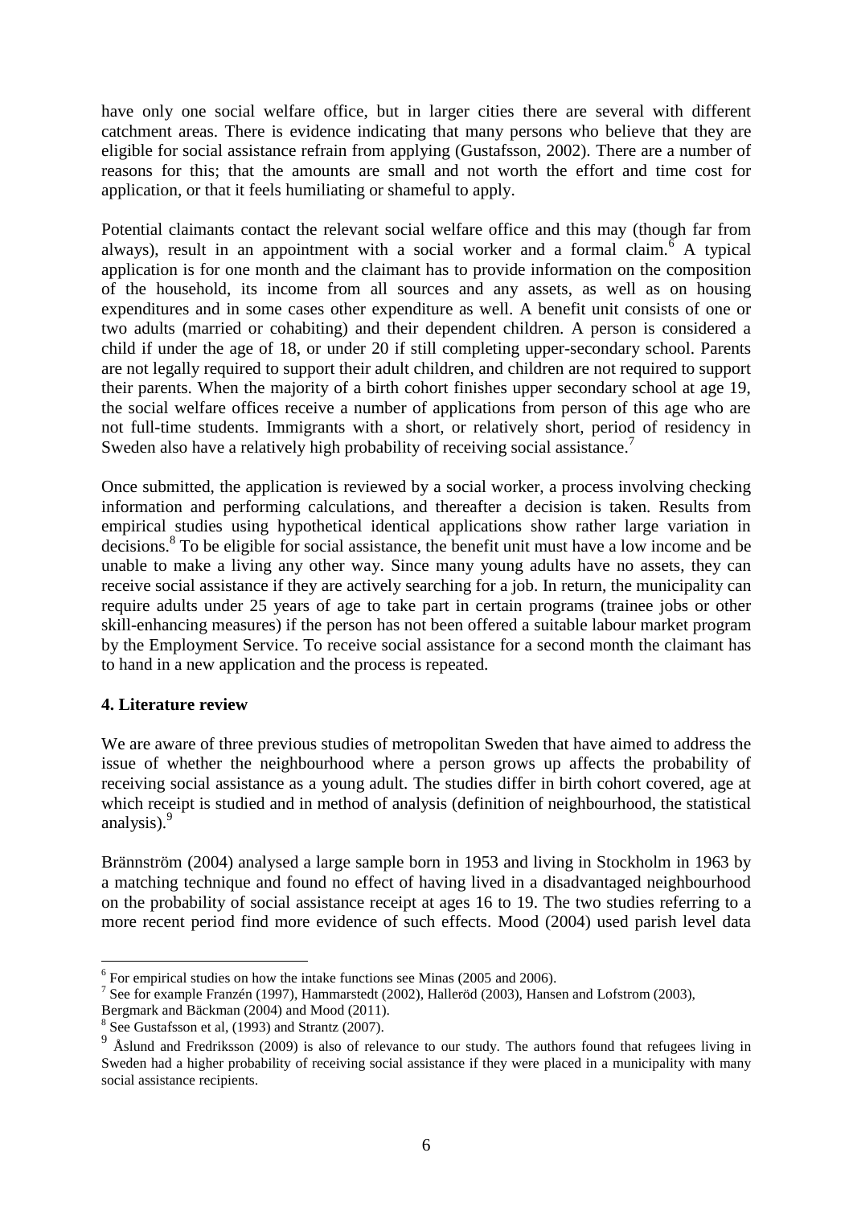have only one social welfare office, but in larger cities there are several with different catchment areas. There is evidence indicating that many persons who believe that they are eligible for social assistance refrain from applying (Gustafsson, 2002). There are a number of reasons for this; that the amounts are small and not worth the effort and time cost for application, or that it feels humiliating or shameful to apply.

Potential claimants contact the relevant social welfare office and this may (though far from always), result in an appointment with a social worker and a formal claim.[6] A typical application is for one month and the claimant has to provide information on the composition of the household, its income from all sources and any assets, as well as on housing expenditures and in some cases other expenditure as well. A benefit unit consists of one or two adults (married or cohabiting) and their dependent children. A person is considered a child if under the age of 18, or under 20 if still completing upper-secondary school. Parents are not legally required to support their adult children, and children are not required to support their parents. When the majority of a birth cohort finishes upper secondary school at age 19, the social welfare offices receive a number of applications from person of this age who are not full-time students. Immigrants with a short, or relatively short, period of residency in Sweden also have a relatively high probability of receiving social assistance.[7]

Once submitted, the application is reviewed by a social worker, a process involving checking information and performing calculations, and thereafter a decision is taken. Results from empirical studies using hypothetical identical applications show rather large variation in decisions.[8] To be eligible for social assistance, the benefit unit must have a low income and be unable to make a living any other way. Since many young adults have no assets, they can receive social assistance if they are actively searching for a job. In return, the municipality can require adults under 25 years of age to take part in certain programs (trainee jobs or other skill-enhancing measures) if the person has not been offered a suitable labour market program by the Employment Service. To receive social assistance for a second month the claimant has to hand in a new application and the process is repeated.

## 4. Literature review

We are aware of three previous studies of metropolitan Sweden that have aimed to address the issue of whether the neighbourhood where a person grows up affects the probability of receiving social assistance as a young adult. The studies differ in birth cohort covered, age at which receipt is studied and in method of analysis (definition of neighbourhood, the statistical analysis).[9]

Brännström (2004) analysed a large sample born in 1953 and living in Stockholm in 1963 by a matching technique and found no effect of having lived in a disadvantaged neighbourhood on the probability of social assistance receipt at ages 16 to 19. The two studies referring to a more recent period find more evidence of such effects. Mood (2004) used parish level data

---

[6] For empirical studies on how the intake functions see Minas (2005 and 2006).

[7] See for example Franzén (1997), Hammarstedt (2002), Halleröd (2003), Hansen and Lofstrom (2003), Bergmark and Bäckman (2004) and Mood (2011).

[8] See Gustafsson et al, (1993) and Strantz (2007).

[9] Åslund and Fredriksson (2009) is also of relevance to our study. The authors found that refugees living in Sweden had a higher probability of receiving social assistance if they were placed in a municipality with many social assistance recipients.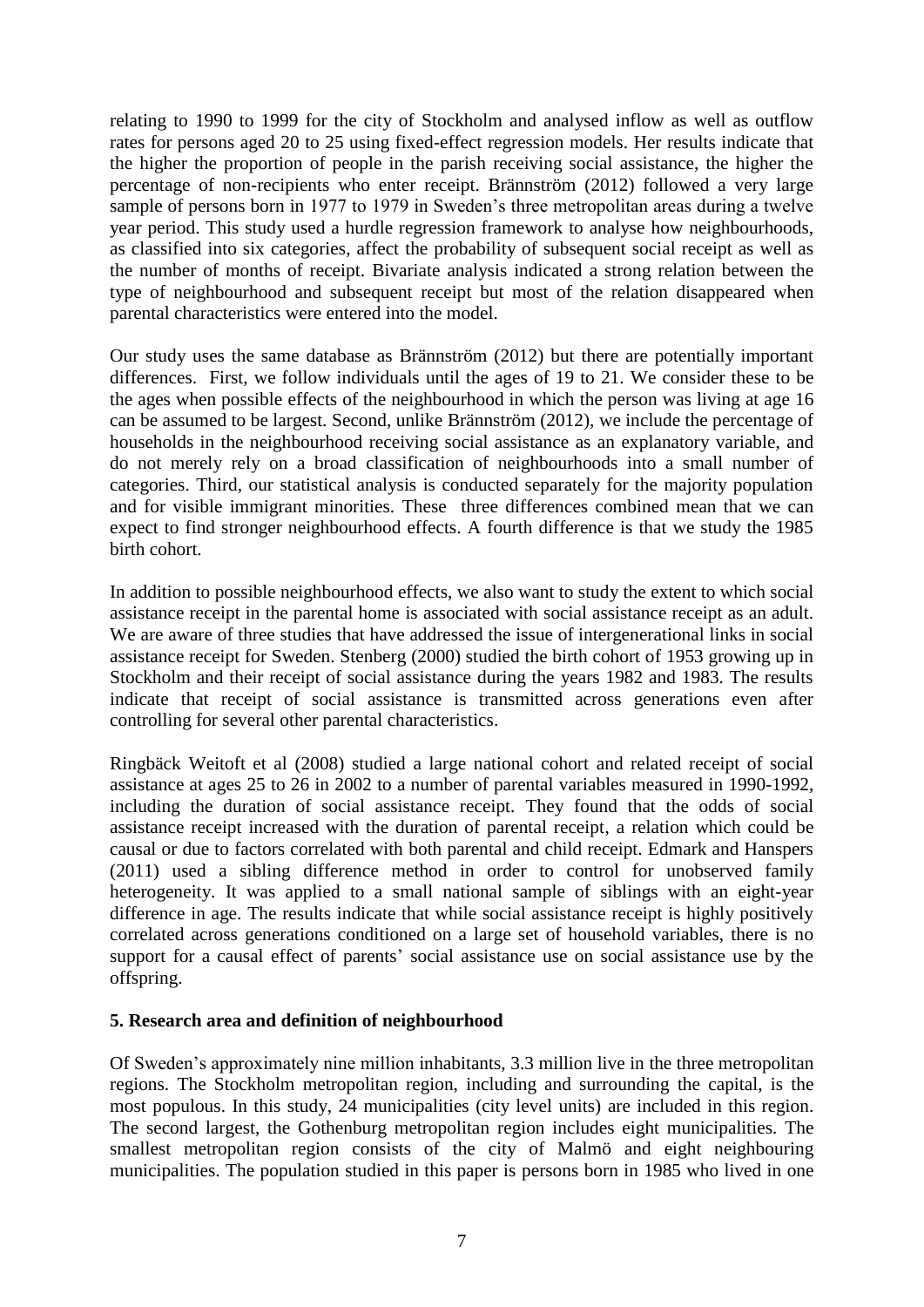relating to 1990 to 1999 for the city of Stockholm and analysed inflow as well as outflow rates for persons aged 20 to 25 using fixed-effect regression models. Her results indicate that the higher the proportion of people in the parish receiving social assistance, the higher the percentage of non-recipients who enter receipt. Brännström (2012) followed a very large sample of persons born in 1977 to 1979 in Sweden's three metropolitan areas during a twelve year period. This study used a hurdle regression framework to analyse how neighbourhoods, as classified into six categories, affect the probability of subsequent social receipt as well as the number of months of receipt. Bivariate analysis indicated a strong relation between the type of neighbourhood and subsequent receipt but most of the relation disappeared when parental characteristics were entered into the model.

Our study uses the same database as Brännström (2012) but there are potentially important differences. First, we follow individuals until the ages of 19 to 21. We consider these to be the ages when possible effects of the neighbourhood in which the person was living at age 16 can be assumed to be largest. Second, unlike Brännström (2012), we include the percentage of households in the neighbourhood receiving social assistance as an explanatory variable, and do not merely rely on a broad classification of neighbourhoods into a small number of categories. Third, our statistical analysis is conducted separately for the majority population and for visible immigrant minorities. These three differences combined mean that we can expect to find stronger neighbourhood effects. A fourth difference is that we study the 1985 birth cohort.

In addition to possible neighbourhood effects, we also want to study the extent to which social assistance receipt in the parental home is associated with social assistance receipt as an adult. We are aware of three studies that have addressed the issue of intergenerational links in social assistance receipt for Sweden. Stenberg (2000) studied the birth cohort of 1953 growing up in Stockholm and their receipt of social assistance during the years 1982 and 1983. The results indicate that receipt of social assistance is transmitted across generations even after controlling for several other parental characteristics.

Ringbäck Weitoft et al (2008) studied a large national cohort and related receipt of social assistance at ages 25 to 26 in 2002 to a number of parental variables measured in 1990-1992, including the duration of social assistance receipt. They found that the odds of social assistance receipt increased with the duration of parental receipt, a relation which could be causal or due to factors correlated with both parental and child receipt. Edmark and Hanspers (2011) used a sibling difference method in order to control for unobserved family heterogeneity. It was applied to a small national sample of siblings with an eight-year difference in age. The results indicate that while social assistance receipt is highly positively correlated across generations conditioned on a large set of household variables, there is no support for a causal effect of parents' social assistance use on social assistance use by the offspring.

## 5. Research area and definition of neighbourhood

Of Sweden's approximately nine million inhabitants, 3.3 million live in the three metropolitan regions. The Stockholm metropolitan region, including and surrounding the capital, is the most populous. In this study, 24 municipalities (city level units) are included in this region. The second largest, the Gothenburg metropolitan region includes eight municipalities. The smallest metropolitan region consists of the city of Malmö and eight neighbouring municipalities. The population studied in this paper is persons born in 1985 who lived in one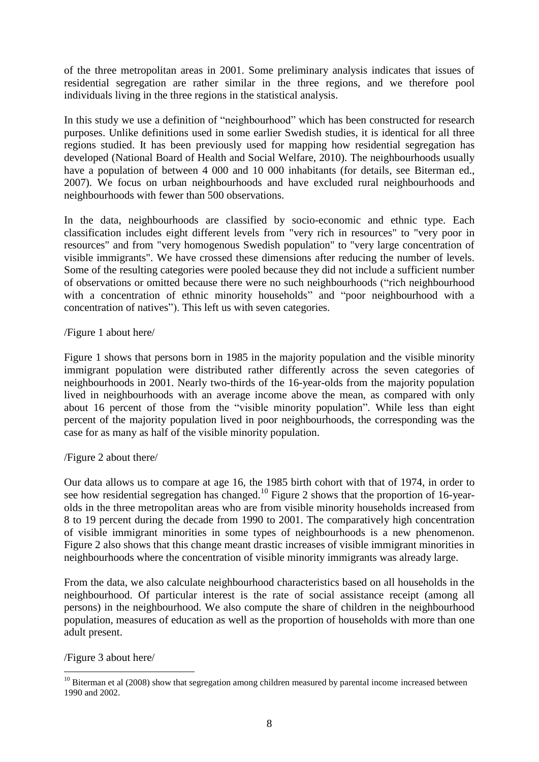of the three metropolitan areas in 2001. Some preliminary analysis indicates that issues of residential segregation are rather similar in the three regions, and we therefore pool individuals living in the three regions in the statistical analysis.

In this study we use a definition of "neighbourhood" which has been constructed for research purposes. Unlike definitions used in some earlier Swedish studies, it is identical for all three regions studied. It has been previously used for mapping how residential segregation has developed (National Board of Health and Social Welfare, 2010). The neighbourhoods usually have a population of between 4 000 and 10 000 inhabitants (for details, see Biterman ed., 2007). We focus on urban neighbourhoods and have excluded rural neighbourhoods and neighbourhoods with fewer than 500 observations.

In the data, neighbourhoods are classified by socio-economic and ethnic type. Each classification includes eight different levels from "very rich in resources" to "very poor in resources" and from "very homogenous Swedish population" to "very large concentration of visible immigrants". We have crossed these dimensions after reducing the number of levels. Some of the resulting categories were pooled because they did not include a sufficient number of observations or omitted because there were no such neighbourhoods ("rich neighbourhood with a concentration of ethnic minority households" and "poor neighbourhood with a concentration of natives"). This left us with seven categories.

/Figure 1 about here/

Figure 1 shows that persons born in 1985 in the majority population and the visible minority immigrant population were distributed rather differently across the seven categories of neighbourhoods in 2001. Nearly two-thirds of the 16-year-olds from the majority population lived in neighbourhoods with an average income above the mean, as compared with only about 16 percent of those from the "visible minority population". While less than eight percent of the majority population lived in poor neighbourhoods, the corresponding was the case for as many as half of the visible minority population.

/Figure 2 about there/

Our data allows us to compare at age 16, the 1985 birth cohort with that of 1974, in order to see how residential segregation has changed.[10] Figure 2 shows that the proportion of 16-year-olds in the three metropolitan areas who are from visible minority households increased from 8 to 19 percent during the decade from 1990 to 2001. The comparatively high concentration of visible immigrant minorities in some types of neighbourhoods is a new phenomenon. Figure 2 also shows that this change meant drastic increases of visible immigrant minorities in neighbourhoods where the concentration of visible minority immigrants was already large.

From the data, we also calculate neighbourhood characteristics based on all households in the neighbourhood. Of particular interest is the rate of social assistance receipt (among all persons) in the neighbourhood. We also compute the share of children in the neighbourhood population, measures of education as well as the proportion of households with more than one adult present.

/Figure 3 about here/

[10] Biterman et al (2008) show that segregation among children measured by parental income increased between 1990 and 2002.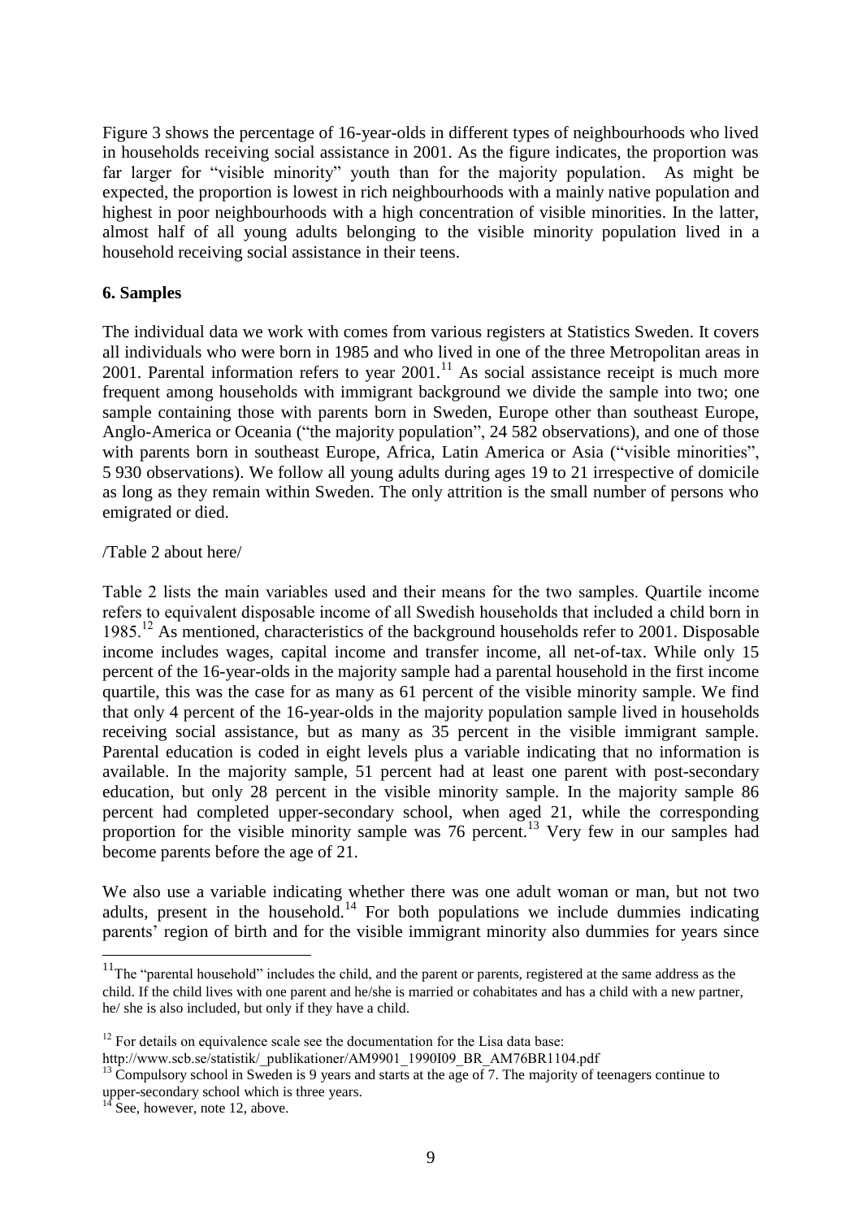Figure 3 shows the percentage of 16-year-olds in different types of neighbourhoods who lived in households receiving social assistance in 2001. As the figure indicates, the proportion was far larger for "visible minority" youth than for the majority population. As might be expected, the proportion is lowest in rich neighbourhoods with a mainly native population and highest in poor neighbourhoods with a high concentration of visible minorities. In the latter, almost half of all young adults belonging to the visible minority population lived in a household receiving social assistance in their teens.

## 6. Samples

The individual data we work with comes from various registers at Statistics Sweden. It covers all individuals who were born in 1985 and who lived in one of the three Metropolitan areas in 2001. Parental information refers to year 2001.[11] As social assistance receipt is much more frequent among households with immigrant background we divide the sample into two; one sample containing those with parents born in Sweden, Europe other than southeast Europe, Anglo-America or Oceania ("the majority population", 24 582 observations), and one of those with parents born in southeast Europe, Africa, Latin America or Asia ("visible minorities", 5 930 observations). We follow all young adults during ages 19 to 21 irrespective of domicile as long as they remain within Sweden. The only attrition is the small number of persons who emigrated or died.

/Table 2 about here/

Table 2 lists the main variables used and their means for the two samples. Quartile income refers to equivalent disposable income of all Swedish households that included a child born in 1985.[12] As mentioned, characteristics of the background households refer to 2001. Disposable income includes wages, capital income and transfer income, all net-of-tax. While only 15 percent of the 16-year-olds in the majority sample had a parental household in the first income quartile, this was the case for as many as 61 percent of the visible minority sample. We find that only 4 percent of the 16-year-olds in the majority population sample lived in households receiving social assistance, but as many as 35 percent in the visible immigrant sample. Parental education is coded in eight levels plus a variable indicating that no information is available. In the majority sample, 51 percent had at least one parent with post-secondary education, but only 28 percent in the visible minority sample. In the majority sample 86 percent had completed upper-secondary school, when aged 21, while the corresponding proportion for the visible minority sample was 76 percent.[13] Very few in our samples had become parents before the age of 21.

We also use a variable indicating whether there was one adult woman or man, but not two adults, present in the household.[14] For both populations we include dummies indicating parents' region of birth and for the visible immigrant minority also dummies for years since

---

[11] The "parental household" includes the child, and the parent or parents, registered at the same address as the child. If the child lives with one parent and he/she is married or cohabitates and has a child with a new partner, he/ she is also included, but only if they have a child.

[12] For details on equivalence scale see the documentation for the Lisa data base: http://www.scb.se/statistik/_publikationer/AM9901_1990I09_BR_AM76BR1104.pdf

[13] Compulsory school in Sweden is 9 years and starts at the age of 7. The majority of teenagers continue to upper-secondary school which is three years.

[14] See, however, note 12, above.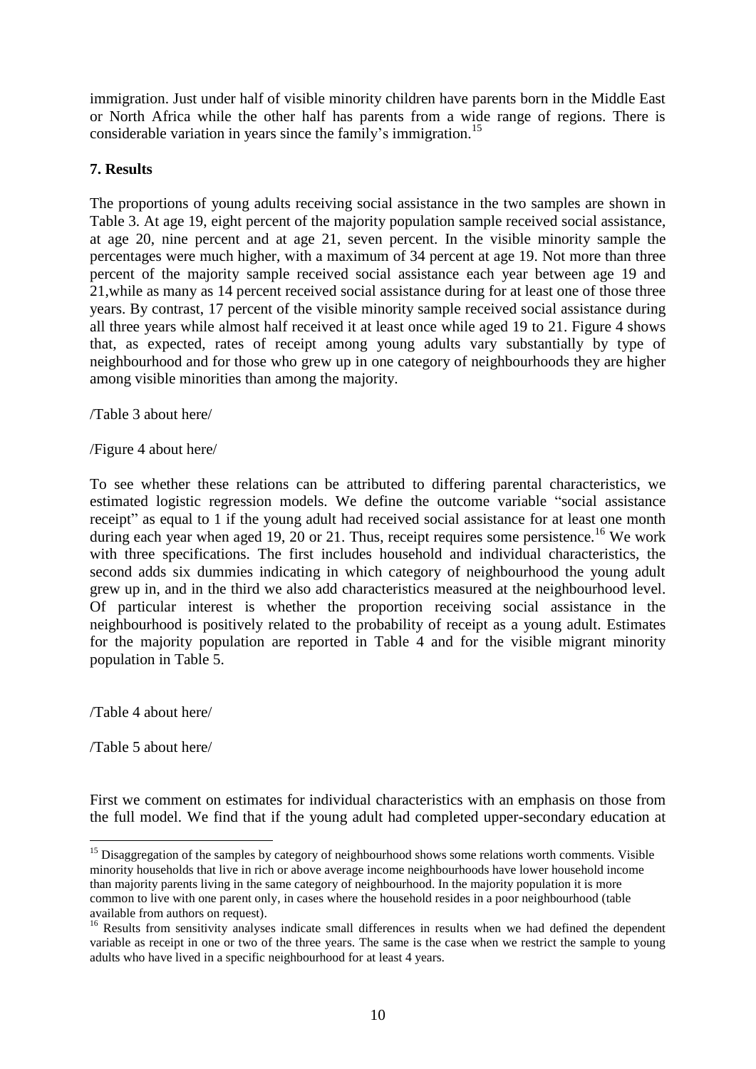immigration. Just under half of visible minority children have parents born in the Middle East or North Africa while the other half has parents from a wide range of regions. There is considerable variation in years since the family's immigration.[15]

## 7. Results

The proportions of young adults receiving social assistance in the two samples are shown in Table 3. At age 19, eight percent of the majority population sample received social assistance, at age 20, nine percent and at age 21, seven percent. In the visible minority sample the percentages were much higher, with a maximum of 34 percent at age 19. Not more than three percent of the majority sample received social assistance each year between age 19 and 21,while as many as 14 percent received social assistance during for at least one of those three years. By contrast, 17 percent of the visible minority sample received social assistance during all three years while almost half received it at least once while aged 19 to 21. Figure 4 shows that, as expected, rates of receipt among young adults vary substantially by type of neighbourhood and for those who grew up in one category of neighbourhoods they are higher among visible minorities than among the majority.

/Table 3 about here/

/Figure 4 about here/

To see whether these relations can be attributed to differing parental characteristics, we estimated logistic regression models. We define the outcome variable "social assistance receipt" as equal to 1 if the young adult had received social assistance for at least one month during each year when aged 19, 20 or 21. Thus, receipt requires some persistence.[16] We work with three specifications. The first includes household and individual characteristics, the second adds six dummies indicating in which category of neighbourhood the young adult grew up in, and in the third we also add characteristics measured at the neighbourhood level. Of particular interest is whether the proportion receiving social assistance in the neighbourhood is positively related to the probability of receipt as a young adult. Estimates for the majority population are reported in Table 4 and for the visible migrant minority population in Table 5.

/Table 4 about here/

/Table 5 about here/

First we comment on estimates for individual characteristics with an emphasis on those from the full model. We find that if the young adult had completed upper-secondary education at

[15] Disaggregation of the samples by category of neighbourhood shows some relations worth comments. Visible minority households that live in rich or above average income neighbourhoods have lower household income than majority parents living in the same category of neighbourhood. In the majority population it is more common to live with one parent only, in cases where the household resides in a poor neighbourhood (table available from authors on request).

[16] Results from sensitivity analyses indicate small differences in results when we had defined the dependent variable as receipt in one or two of the three years. The same is the case when we restrict the sample to young adults who have lived in a specific neighbourhood for at least 4 years.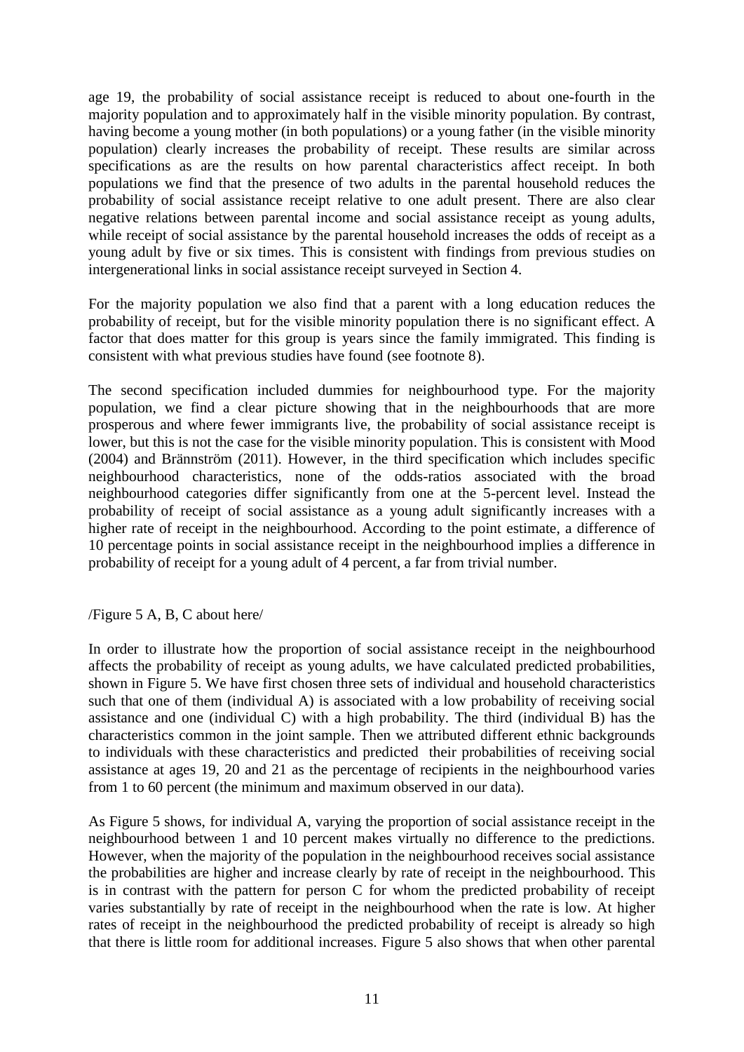age 19, the probability of social assistance receipt is reduced to about one-fourth in the majority population and to approximately half in the visible minority population. By contrast, having become a young mother (in both populations) or a young father (in the visible minority population) clearly increases the probability of receipt. These results are similar across specifications as are the results on how parental characteristics affect receipt. In both populations we find that the presence of two adults in the parental household reduces the probability of social assistance receipt relative to one adult present. There are also clear negative relations between parental income and social assistance receipt as young adults, while receipt of social assistance by the parental household increases the odds of receipt as a young adult by five or six times. This is consistent with findings from previous studies on intergenerational links in social assistance receipt surveyed in Section 4.

For the majority population we also find that a parent with a long education reduces the probability of receipt, but for the visible minority population there is no significant effect. A factor that does matter for this group is years since the family immigrated. This finding is consistent with what previous studies have found (see footnote 8).

The second specification included dummies for neighbourhood type. For the majority population, we find a clear picture showing that in the neighbourhoods that are more prosperous and where fewer immigrants live, the probability of social assistance receipt is lower, but this is not the case for the visible minority population. This is consistent with Mood (2004) and Brännström (2011). However, in the third specification which includes specific neighbourhood characteristics, none of the odds-ratios associated with the broad neighbourhood categories differ significantly from one at the 5-percent level. Instead the probability of receipt of social assistance as a young adult significantly increases with a higher rate of receipt in the neighbourhood. According to the point estimate, a difference of 10 percentage points in social assistance receipt in the neighbourhood implies a difference in probability of receipt for a young adult of 4 percent, a far from trivial number.

/Figure 5 A, B, C about here/

In order to illustrate how the proportion of social assistance receipt in the neighbourhood affects the probability of receipt as young adults, we have calculated predicted probabilities, shown in Figure 5. We have first chosen three sets of individual and household characteristics such that one of them (individual A) is associated with a low probability of receiving social assistance and one (individual C) with a high probability. The third (individual B) has the characteristics common in the joint sample. Then we attributed different ethnic backgrounds to individuals with these characteristics and predicted their probabilities of receiving social assistance at ages 19, 20 and 21 as the percentage of recipients in the neighbourhood varies from 1 to 60 percent (the minimum and maximum observed in our data).

As Figure 5 shows, for individual A, varying the proportion of social assistance receipt in the neighbourhood between 1 and 10 percent makes virtually no difference to the predictions. However, when the majority of the population in the neighbourhood receives social assistance the probabilities are higher and increase clearly by rate of receipt in the neighbourhood. This is in contrast with the pattern for person C for whom the predicted probability of receipt varies substantially by rate of receipt in the neighbourhood when the rate is low. At higher rates of receipt in the neighbourhood the predicted probability of receipt is already so high that there is little room for additional increases. Figure 5 also shows that when other parental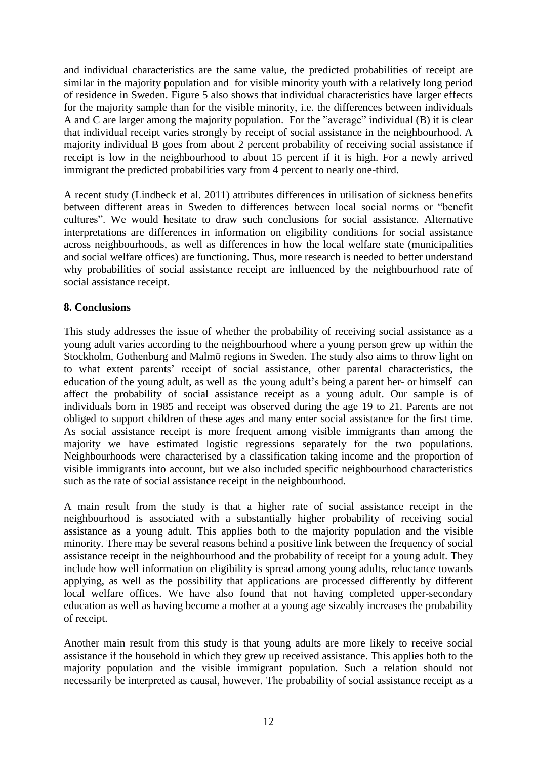and individual characteristics are the same value, the predicted probabilities of receipt are similar in the majority population and for visible minority youth with a relatively long period of residence in Sweden. Figure 5 also shows that individual characteristics have larger effects for the majority sample than for the visible minority, i.e. the differences between individuals A and C are larger among the majority population. For the "average" individual (B) it is clear that individual receipt varies strongly by receipt of social assistance in the neighbourhood. A majority individual B goes from about 2 percent probability of receiving social assistance if receipt is low in the neighbourhood to about 15 percent if it is high. For a newly arrived immigrant the predicted probabilities vary from 4 percent to nearly one-third.

A recent study (Lindbeck et al. 2011) attributes differences in utilisation of sickness benefits between different areas in Sweden to differences between local social norms or "benefit cultures". We would hesitate to draw such conclusions for social assistance. Alternative interpretations are differences in information on eligibility conditions for social assistance across neighbourhoods, as well as differences in how the local welfare state (municipalities and social welfare offices) are functioning. Thus, more research is needed to better understand why probabilities of social assistance receipt are influenced by the neighbourhood rate of social assistance receipt.

## 8. Conclusions

This study addresses the issue of whether the probability of receiving social assistance as a young adult varies according to the neighbourhood where a young person grew up within the Stockholm, Gothenburg and Malmö regions in Sweden. The study also aims to throw light on to what extent parents' receipt of social assistance, other parental characteristics, the education of the young adult, as well as the young adult's being a parent her- or himself can affect the probability of social assistance receipt as a young adult. Our sample is of individuals born in 1985 and receipt was observed during the age 19 to 21. Parents are not obliged to support children of these ages and many enter social assistance for the first time. As social assistance receipt is more frequent among visible immigrants than among the majority we have estimated logistic regressions separately for the two populations. Neighbourhoods were characterised by a classification taking income and the proportion of visible immigrants into account, but we also included specific neighbourhood characteristics such as the rate of social assistance receipt in the neighbourhood.

A main result from the study is that a higher rate of social assistance receipt in the neighbourhood is associated with a substantially higher probability of receiving social assistance as a young adult. This applies both to the majority population and the visible minority. There may be several reasons behind a positive link between the frequency of social assistance receipt in the neighbourhood and the probability of receipt for a young adult. They include how well information on eligibility is spread among young adults, reluctance towards applying, as well as the possibility that applications are processed differently by different local welfare offices. We have also found that not having completed upper-secondary education as well as having become a mother at a young age sizeably increases the probability of receipt.

Another main result from this study is that young adults are more likely to receive social assistance if the household in which they grew up received assistance. This applies both to the majority population and the visible immigrant population. Such a relation should not necessarily be interpreted as causal, however. The probability of social assistance receipt as a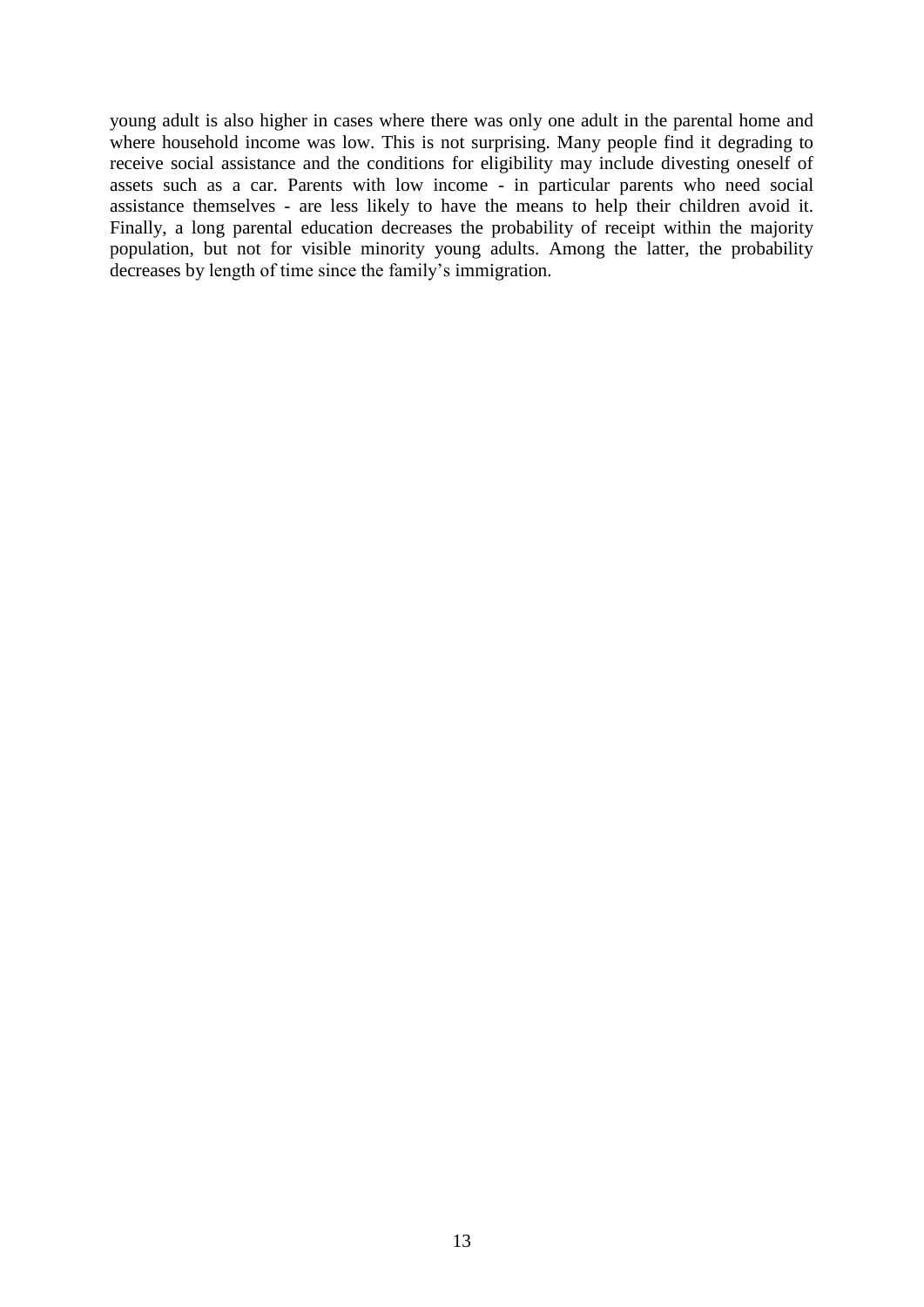young adult is also higher in cases where there was only one adult in the parental home and where household income was low. This is not surprising. Many people find it degrading to receive social assistance and the conditions for eligibility may include divesting oneself of assets such as a car. Parents with low income - in particular parents who need social assistance themselves - are less likely to have the means to help their children avoid it. Finally, a long parental education decreases the probability of receipt within the majority population, but not for visible minority young adults. Among the latter, the probability decreases by length of time since the family's immigration.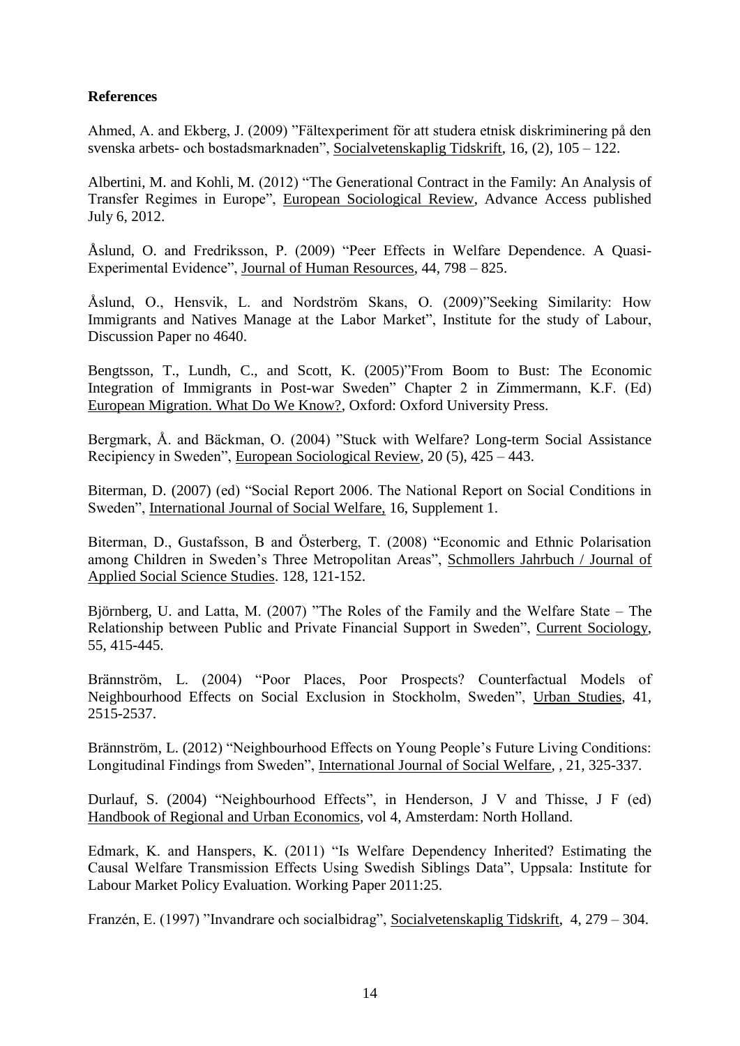**References**

Ahmed, A. and Ekberg, J. (2009) "Fältexperiment för att studera etnisk diskriminering på den svenska arbets- och bostadsmarknaden", Socialvetenskaplig Tidskrift, 16, (2), 105 – 122.

Albertini, M. and Kohli, M. (2012) "The Generational Contract in the Family: An Analysis of Transfer Regimes in Europe", European Sociological Review, Advance Access published July 6, 2012.

Åslund, O. and Fredriksson, P. (2009) "Peer Effects in Welfare Dependence. A Quasi-Experimental Evidence", Journal of Human Resources, 44, 798 – 825.

Åslund, O., Hensvik, L. and Nordström Skans, O. (2009)"Seeking Similarity: How Immigrants and Natives Manage at the Labor Market", Institute for the study of Labour, Discussion Paper no 4640.

Bengtsson, T., Lundh, C., and Scott, K. (2005)"From Boom to Bust: The Economic Integration of Immigrants in Post-war Sweden" Chapter 2 in Zimmermann, K.F. (Ed) European Migration. What Do We Know?, Oxford: Oxford University Press.

Bergmark, Å. and Bäckman, O. (2004) "Stuck with Welfare? Long-term Social Assistance Recipiency in Sweden", European Sociological Review, 20 (5), 425 – 443.

Biterman, D. (2007) (ed) "Social Report 2006. The National Report on Social Conditions in Sweden", International Journal of Social Welfare, 16, Supplement 1.

Biterman, D., Gustafsson, B and Österberg, T. (2008) "Economic and Ethnic Polarisation among Children in Sweden's Three Metropolitan Areas", Schmollers Jahrbuch / Journal of Applied Social Science Studies. 128, 121-152.

Björnberg, U. and Latta, M. (2007) "The Roles of the Family and the Welfare State – The Relationship between Public and Private Financial Support in Sweden", Current Sociology, 55, 415-445.

Brännström, L. (2004) "Poor Places, Poor Prospects? Counterfactual Models of Neighbourhood Effects on Social Exclusion in Stockholm, Sweden", Urban Studies, 41, 2515-2537.

Brännström, L. (2012) "Neighbourhood Effects on Young People's Future Living Conditions: Longitudinal Findings from Sweden", International Journal of Social Welfare, , 21, 325-337.

Durlauf, S. (2004) "Neighbourhood Effects", in Henderson, J V and Thisse, J F (ed) Handbook of Regional and Urban Economics, vol 4, Amsterdam: North Holland.

Edmark, K. and Hanspers, K. (2011) "Is Welfare Dependency Inherited? Estimating the Causal Welfare Transmission Effects Using Swedish Siblings Data", Uppsala: Institute for Labour Market Policy Evaluation. Working Paper 2011:25.

Franzén, E. (1997) "Invandrare och socialbidrag", Socialvetenskaplig Tidskrift, 4, 279 – 304.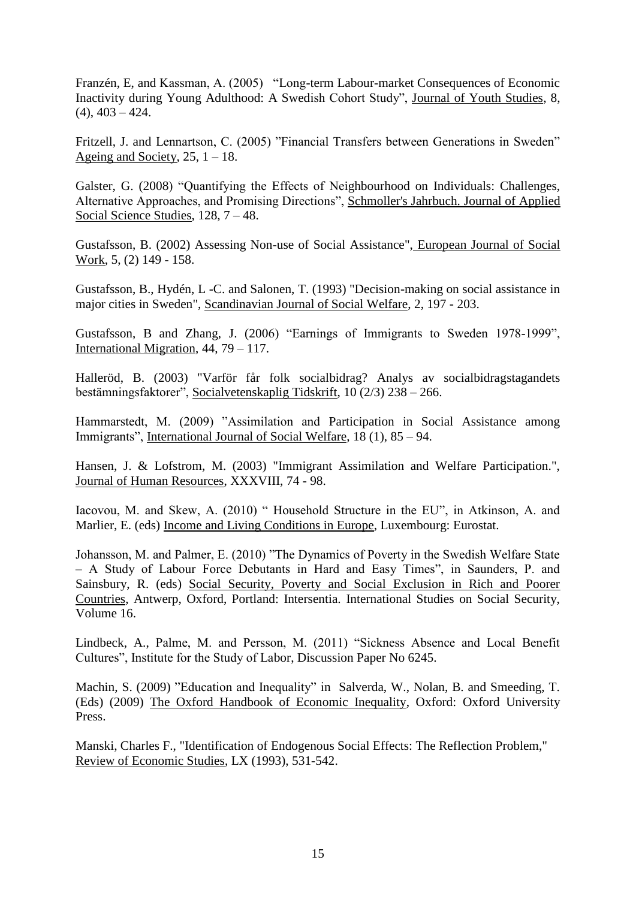Franzén, E, and Kassman, A. (2005) "Long-term Labour-market Consequences of Economic Inactivity during Young Adulthood: A Swedish Cohort Study", Journal of Youth Studies, 8, (4), 403 – 424.

Fritzell, J. and Lennartson, C. (2005) "Financial Transfers between Generations in Sweden" Ageing and Society, 25, 1 – 18.

Galster, G. (2008) "Quantifying the Effects of Neighbourhood on Individuals: Challenges, Alternative Approaches, and Promising Directions", Schmoller's Jahrbuch. Journal of Applied Social Science Studies, 128, 7 – 48.

Gustafsson, B. (2002) Assessing Non-use of Social Assistance", European Journal of Social Work, 5, (2) 149 - 158.

Gustafsson, B., Hydén, L -C. and Salonen, T. (1993) "Decision-making on social assistance in major cities in Sweden", Scandinavian Journal of Social Welfare, 2, 197 - 203.

Gustafsson, B and Zhang, J. (2006) "Earnings of Immigrants to Sweden 1978-1999", International Migration, 44, 79 – 117.

Halleröd, B. (2003) "Varför får folk socialbidrag? Analys av socialbidragstagandets bestämningsfaktorer", Socialvetenskaplig Tidskrift, 10 (2/3) 238 – 266.

Hammarstedt, M. (2009) "Assimilation and Participation in Social Assistance among Immigrants", International Journal of Social Welfare, 18 (1), 85 – 94.

Hansen, J. & Lofstrom, M. (2003) "Immigrant Assimilation and Welfare Participation.", Journal of Human Resources, XXXVIII, 74 - 98.

Iacovou, M. and Skew, A. (2010) " Household Structure in the EU", in Atkinson, A. and Marlier, E. (eds) Income and Living Conditions in Europe, Luxembourg: Eurostat.

Johansson, M. and Palmer, E. (2010) "The Dynamics of Poverty in the Swedish Welfare State – A Study of Labour Force Debutants in Hard and Easy Times", in Saunders, P. and Sainsbury, R. (eds) Social Security, Poverty and Social Exclusion in Rich and Poorer Countries, Antwerp, Oxford, Portland: Intersentia. International Studies on Social Security, Volume 16.

Lindbeck, A., Palme, M. and Persson, M. (2011) "Sickness Absence and Local Benefit Cultures", Institute for the Study of Labor, Discussion Paper No 6245.

Machin, S. (2009) "Education and Inequality" in Salverda, W., Nolan, B. and Smeeding, T. (Eds) (2009) The Oxford Handbook of Economic Inequality, Oxford: Oxford University Press.

Manski, Charles F., "Identification of Endogenous Social Effects: The Reflection Problem," Review of Economic Studies, LX (1993), 531-542.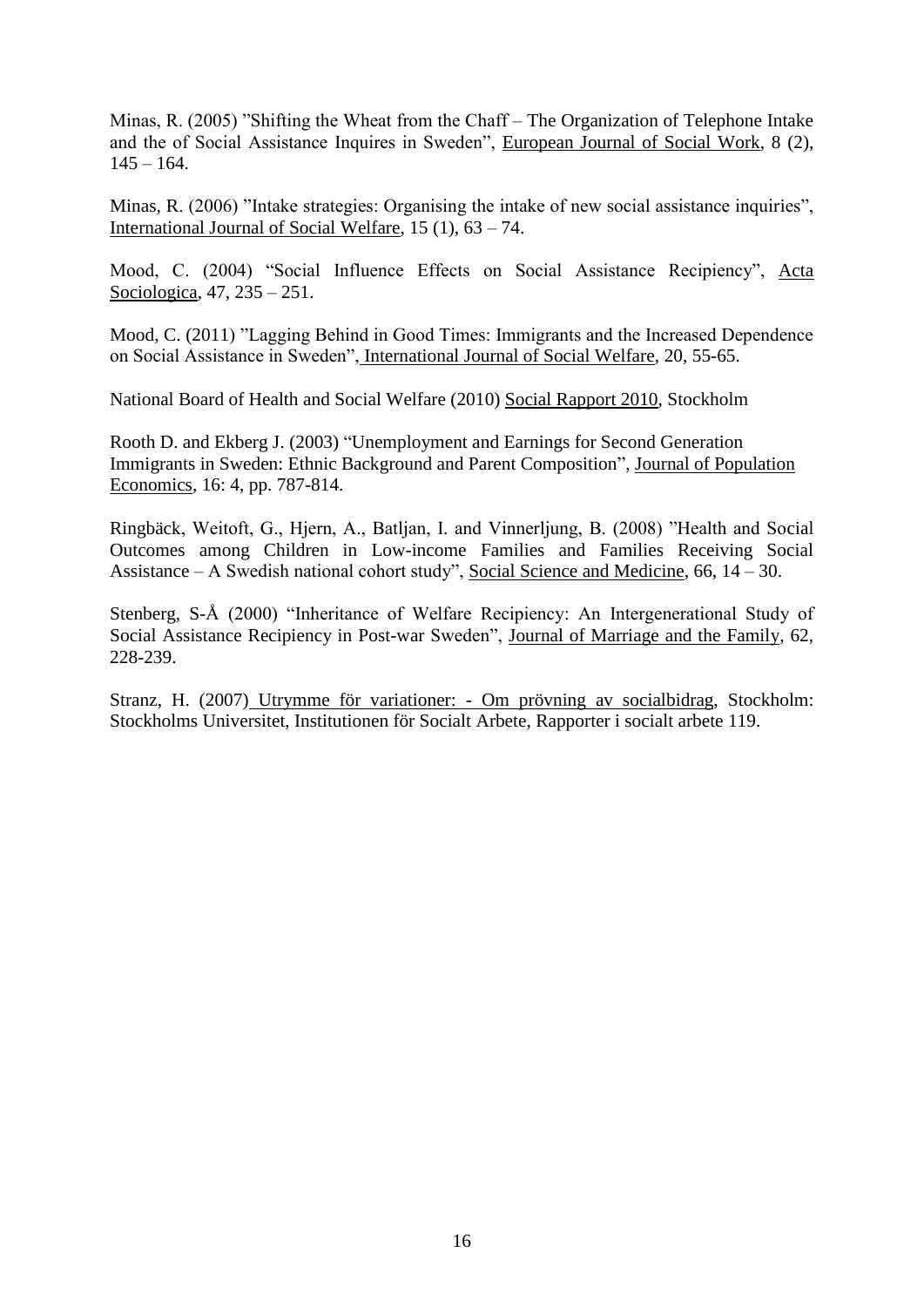Minas, R. (2005) ”Shifting the Wheat from the Chaff – The Organization of Telephone Intake and the of Social Assistance Inquires in Sweden”, European Journal of Social Work, 8 (2), 145 – 164.

Minas, R. (2006) ”Intake strategies: Organising the intake of new social assistance inquiries”, International Journal of Social Welfare, 15 (1), 63 – 74.

Mood, C. (2004) “Social Influence Effects on Social Assistance Recipiency”, Acta Sociologica, 47, 235 – 251.

Mood, C. (2011) ”Lagging Behind in Good Times: Immigrants and the Increased Dependence on Social Assistance in Sweden”, International Journal of Social Welfare, 20, 55-65.

National Board of Health and Social Welfare (2010) Social Rapport 2010, Stockholm

Rooth D. and Ekberg J. (2003) “Unemployment and Earnings for Second Generation Immigrants in Sweden: Ethnic Background and Parent Composition”, Journal of Population Economics, 16: 4, pp. 787-814.

Ringbäck, Weitoft, G., Hjern, A., Batljan, I. and Vinnerljung, B. (2008) ”Health and Social Outcomes among Children in Low-income Families and Families Receiving Social Assistance – A Swedish national cohort study”, Social Science and Medicine, 66, 14 – 30.

Stenberg, S-Å (2000) “Inheritance of Welfare Recipiency: An Intergenerational Study of Social Assistance Recipiency in Post-war Sweden”, Journal of Marriage and the Family, 62, 228-239.

Stranz, H. (2007) Utrymme för variationer: - Om prövning av socialbidrag, Stockholm: Stockholms Universitet, Institutionen för Socialt Arbete, Rapporter i socialt arbete 119.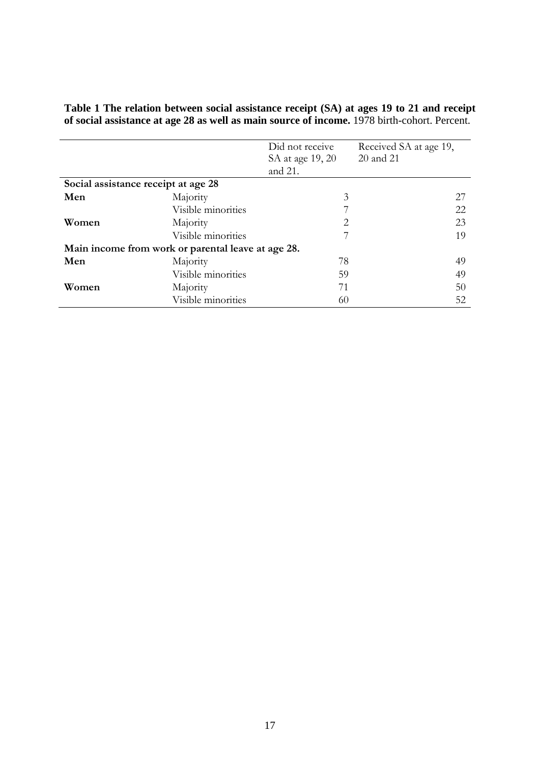**Table 1 The relation between social assistance receipt (SA) at ages 19 to 21 and receipt of social assistance at age 28 as well as main source of income.** 1978 birth-cohort. Percent.

| | | Did not receive SA at age 19, 20 and 21. | Received SA at age 19, 20 and 21 |
|---|---|---|---|
| **Social assistance receipt at age 28** | | | |
| **Men** | Majority | 3 | 27 |
| | Visible minorities | 7 | 22 |
| **Women** | Majority | 2 | 23 |
| | Visible minorities | 7 | 19 |
| **Main income from work or parental leave at age 28.** | | | |
| **Men** | Majority | 78 | 49 |
| | Visible minorities | 59 | 49 |
| **Women** | Majority | 71 | 50 |
| | Visible minorities | 60 | 52 |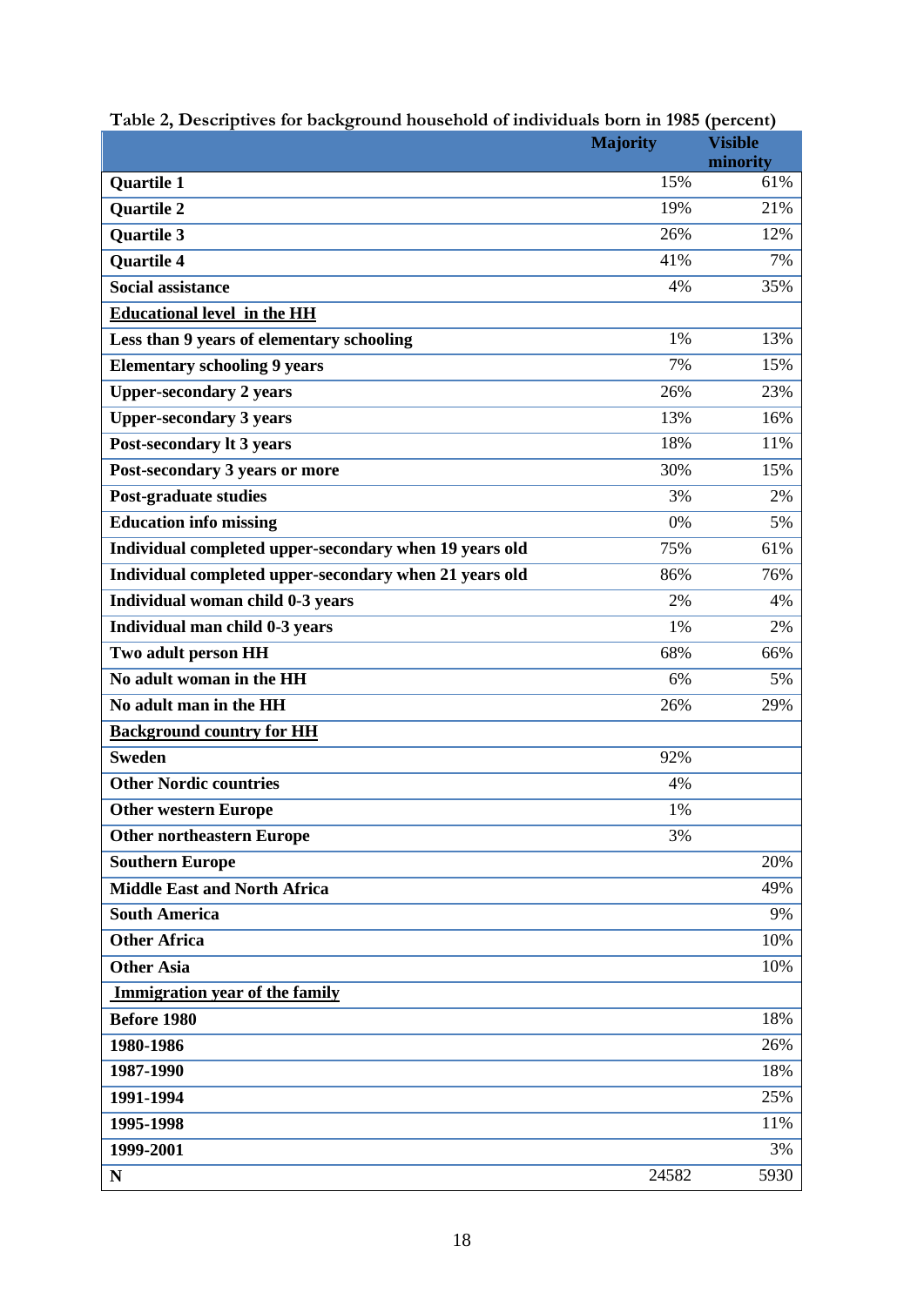Table 2, Descriptives for background household of individuals born in 1985 (percent)

| | Majority | Visible minority |
|---|---|---|
| **Quartile 1** | 15% | 61% |
| **Quartile 2** | 19% | 21% |
| **Quartile 3** | 26% | 12% |
| **Quartile 4** | 41% | 7% |
| **Social assistance** | 4% | 35% |
| **Educational level in the HH** | | |
| **Less than 9 years of elementary schooling** | 1% | 13% |
| **Elementary schooling 9 years** | 7% | 15% |
| **Upper-secondary 2 years** | 26% | 23% |
| **Upper-secondary 3 years** | 13% | 16% |
| **Post-secondary lt 3 years** | 18% | 11% |
| **Post-secondary 3 years or more** | 30% | 15% |
| **Post-graduate studies** | 3% | 2% |
| **Education info missing** | 0% | 5% |
| **Individual completed upper-secondary when 19 years old** | 75% | 61% |
| **Individual completed upper-secondary when 21 years old** | 86% | 76% |
| **Individual woman child 0-3 years** | 2% | 4% |
| **Individual man child 0-3 years** | 1% | 2% |
| **Two adult person HH** | 68% | 66% |
| **No adult woman in the HH** | 6% | 5% |
| **No adult man in the HH** | 26% | 29% |
| **Background country for HH** | | |
| **Sweden** | 92% | |
| **Other Nordic countries** | 4% | |
| **Other western Europe** | 1% | |
| **Other northeastern Europe** | 3% | |
| **Southern Europe** | | 20% |
| **Middle East and North Africa** | | 49% |
| **South America** | | 9% |
| **Other Africa** | | 10% |
| **Other Asia** | | 10% |
| **Immigration year of the family** | | |
| **Before 1980** | | 18% |
| **1980-1986** | | 26% |
| **1987-1990** | | 18% |
| **1991-1994** | | 25% |
| **1995-1998** | | 11% |
| **1999-2001** | | 3% |
| **N** | 24582 | 5930 |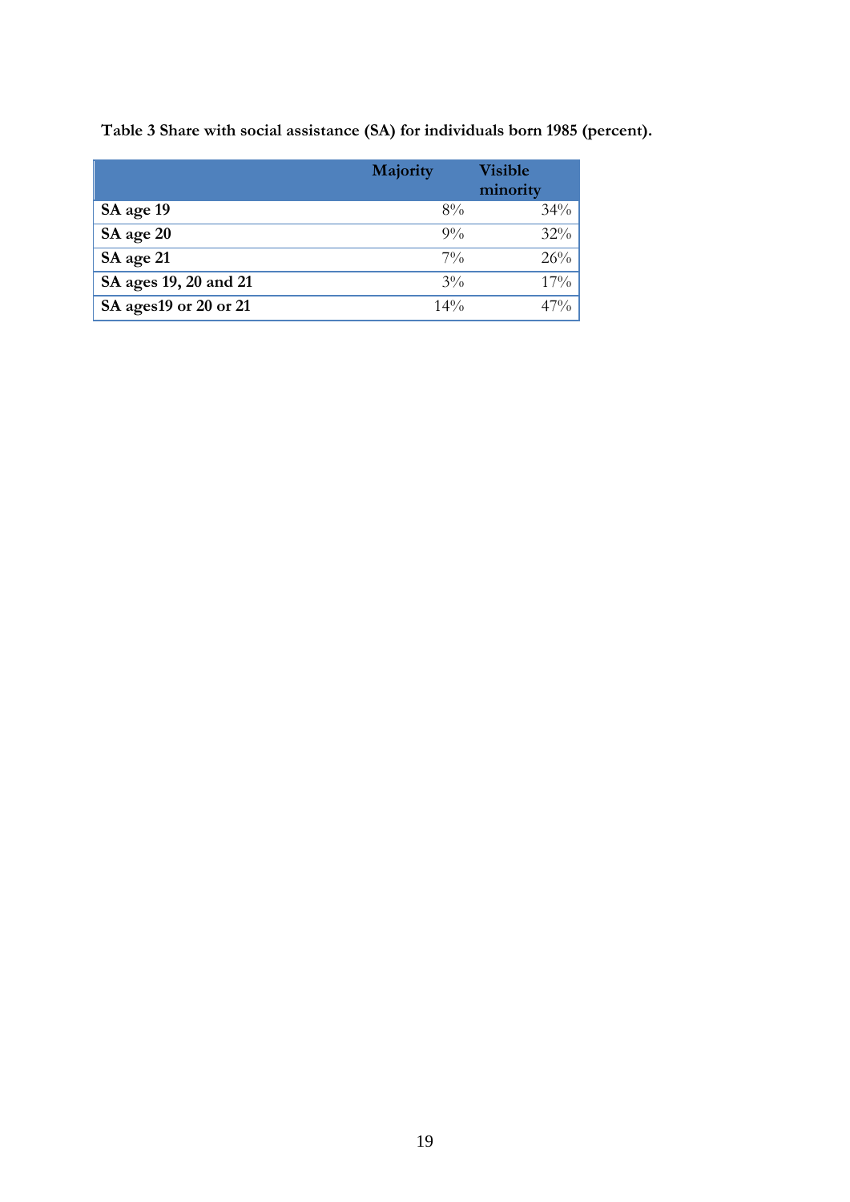**Table 3 Share with social assistance (SA) for individuals born 1985 (percent).**

| | Majority | Visible minority |
|---|---|---|
| **SA age 19** | 8% | 34% |
| **SA age 20** | 9% | 32% |
| **SA age 21** | 7% | 26% |
| **SA ages 19, 20 and 21** | 3% | 17% |
| **SA ages19 or 20 or 21** | 14% | 47% |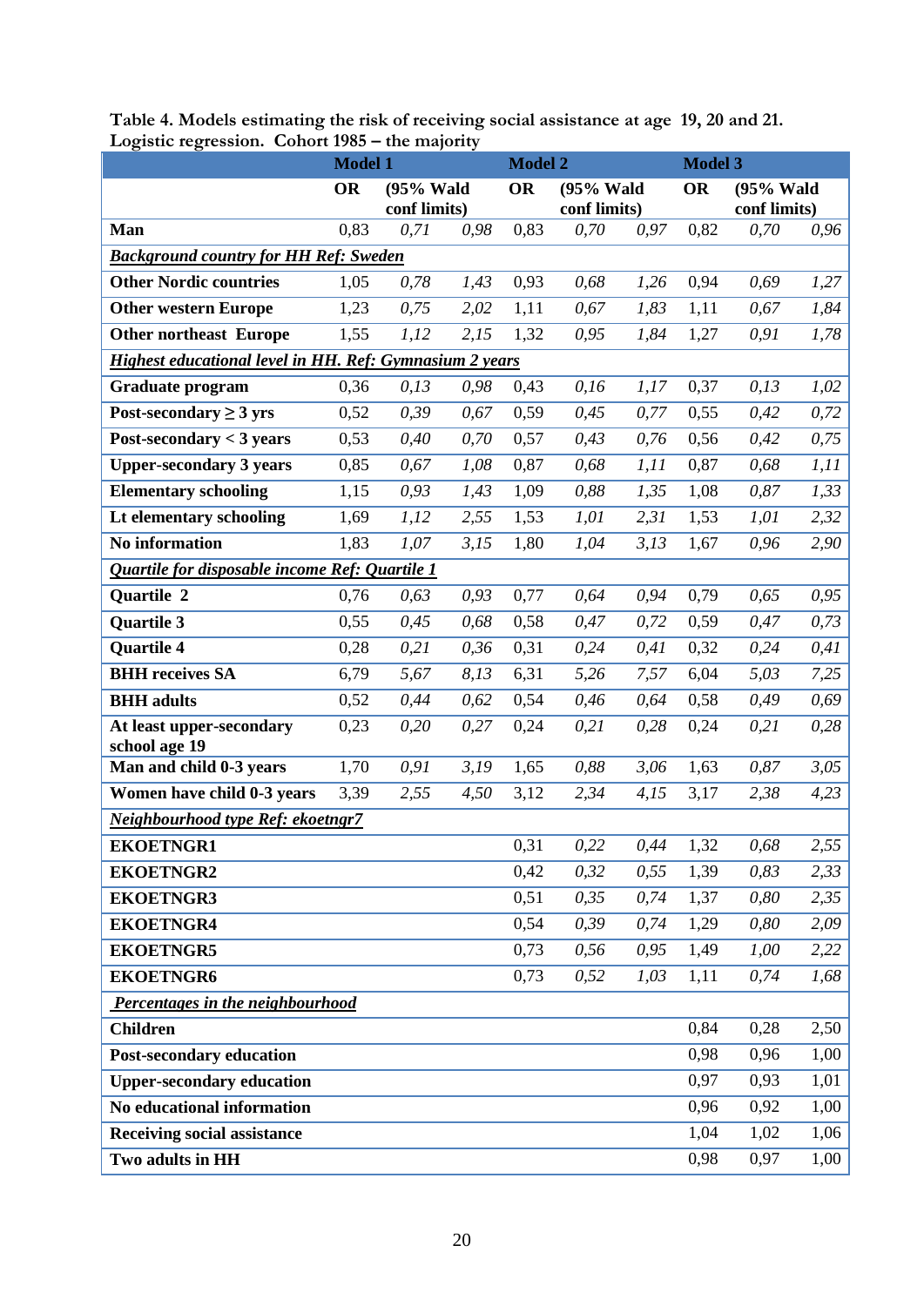**Table 4. Models estimating the risk of receiving social assistance at age 19, 20 and 21. Logistic regression. Cohort 1985 – the majority**

| | Model 1 | | | Model 2 | | | Model 3 | | |
|---|---|---|---|---|---|---|---|---|---|
| | OR | (95% Wald conf limits) | | OR | (95% Wald conf limits) | | OR | (95% Wald conf limits) | |
| **Man** | 0,83 | *0,71* | *0,98* | 0,83 | *0,70* | *0,97* | 0,82 | *0,70* | *0,96* |
| ***Background country for HH Ref: Sweden*** | | | | | | | | | |
| **Other Nordic countries** | 1,05 | *0,78* | *1,43* | 0,93 | *0,68* | *1,26* | 0,94 | *0,69* | *1,27* |
| **Other western Europe** | 1,23 | *0,75* | *2,02* | 1,11 | *0,67* | *1,83* | 1,11 | *0,67* | *1,84* |
| **Other northeast Europe** | 1,55 | *1,12* | *2,15* | 1,32 | *0,95* | *1,84* | 1,27 | *0,91* | *1,78* |
| ***Highest educational level in HH. Ref: Gymnasium 2 years*** | | | | | | | | | |
| **Graduate program** | 0,36 | *0,13* | *0,98* | 0,43 | *0,16* | *1,17* | 0,37 | *0,13* | *1,02* |
| **Post-secondary ≥ 3 yrs** | 0,52 | *0,39* | *0,67* | 0,59 | *0,45* | *0,77* | 0,55 | *0,42* | *0,72* |
| **Post-secondary < 3 years** | 0,53 | *0,40* | *0,70* | 0,57 | *0,43* | *0,76* | 0,56 | *0,42* | *0,75* |
| **Upper-secondary 3 years** | 0,85 | *0,67* | *1,08* | 0,87 | *0,68* | *1,11* | 0,87 | *0,68* | *1,11* |
| **Elementary schooling** | 1,15 | *0,93* | *1,43* | 1,09 | *0,88* | *1,35* | 1,08 | *0,87* | *1,33* |
| **Lt elementary schooling** | 1,69 | *1,12* | *2,55* | 1,53 | *1,01* | *2,31* | 1,53 | *1,01* | *2,32* |
| **No information** | 1,83 | *1,07* | *3,15* | 1,80 | *1,04* | *3,13* | 1,67 | *0,96* | *2,90* |
| ***Quartile for disposable income Ref: Quartile 1*** | | | | | | | | | |
| **Quartile 2** | 0,76 | *0,63* | *0,93* | 0,77 | *0,64* | *0,94* | 0,79 | *0,65* | *0,95* |
| **Quartile 3** | 0,55 | *0,45* | *0,68* | 0,58 | *0,47* | *0,72* | 0,59 | *0,47* | *0,73* |
| **Quartile 4** | 0,28 | *0,21* | *0,36* | 0,31 | *0,24* | *0,41* | 0,32 | *0,24* | *0,41* |
| **BHH receives SA** | 6,79 | *5,67* | *8,13* | 6,31 | *5,26* | *7,57* | 6,04 | *5,03* | *7,25* |
| **BHH adults** | 0,52 | *0,44* | *0,62* | 0,54 | *0,46* | *0,64* | 0,58 | *0,49* | *0,69* |
| **At least upper-secondary school age 19** | 0,23 | *0,20* | *0,27* | 0,24 | *0,21* | *0,28* | 0,24 | *0,21* | *0,28* |
| **Man and child 0-3 years** | 1,70 | *0,91* | *3,19* | 1,65 | *0,88* | *3,06* | 1,63 | *0,87* | *3,05* |
| **Women have child 0-3 years** | 3,39 | *2,55* | *4,50* | 3,12 | *2,34* | *4,15* | 3,17 | *2,38* | *4,23* |
| ***Neighbourhood type Ref: ekoetngr7*** | | | | | | | | | |
| **EKOETNGR1** | | | | 0,31 | *0,22* | *0,44* | 1,32 | *0,68* | *2,55* |
| **EKOETNGR2** | | | | 0,42 | *0,32* | *0,55* | 1,39 | *0,83* | *2,33* |
| **EKOETNGR3** | | | | 0,51 | *0,35* | *0,74* | 1,37 | *0,80* | *2,35* |
| **EKOETNGR4** | | | | 0,54 | *0,39* | *0,74* | 1,29 | *0,80* | *2,09* |
| **EKOETNGR5** | | | | 0,73 | *0,56* | *0,95* | 1,49 | *1,00* | *2,22* |
| **EKOETNGR6** | | | | 0,73 | *0,52* | *1,03* | 1,11 | *0,74* | *1,68* |
| ***Percentages in the neighbourhood*** | | | | | | | | | |
| **Children** | | | | | | | 0,84 | 0,28 | 2,50 |
| **Post-secondary education** | | | | | | | 0,98 | 0,96 | 1,00 |
| **Upper-secondary education** | | | | | | | 0,97 | 0,93 | 1,01 |
| **No educational information** | | | | | | | 0,96 | 0,92 | 1,00 |
| **Receiving social assistance** | | | | | | | 1,04 | 1,02 | 1,06 |
| **Two adults in HH** | | | | | | | 0,98 | 0,97 | 1,00 |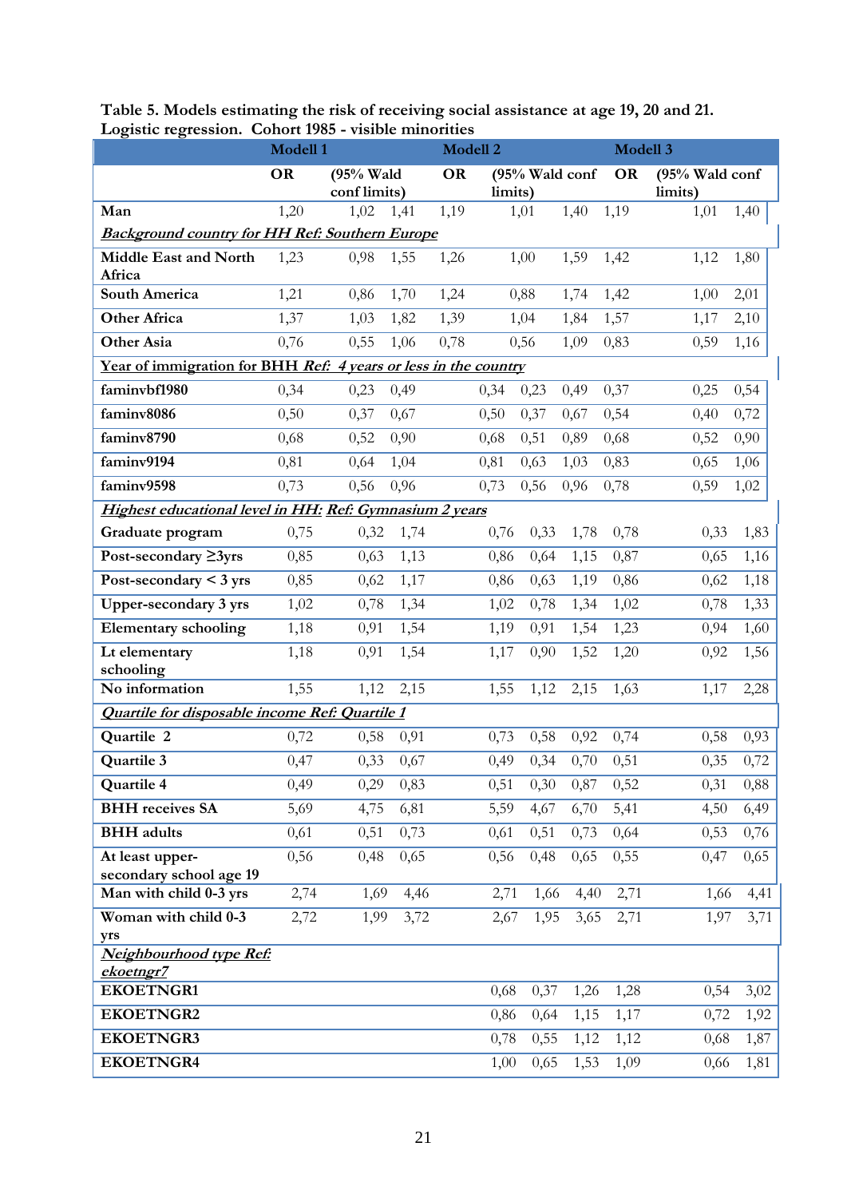**Table 5. Models estimating the risk of receiving social assistance at age 19, 20 and 21. Logistic regression. Cohort 1985 - visible minorities**

| | Modell 1 | | | Modell 2 | | | Modell 3 | | |
|---|---|---|---|---|---|---|---|---|---|
| | OR | (95% Wald conf limits) | | OR | (95% Wald conf limits) | | OR | (95% Wald conf limits) | |
| Man | 1,20 | 1,02 | 1,41 | 1,19 | 1,01 | 1,40 | 1,19 | 1,01 | 1,40 |
| ***Background country for HH Ref: Southern Europe*** | | | | | | | | | |
| Middle East and North Africa | 1,23 | 0,98 | 1,55 | 1,26 | 1,00 | 1,59 | 1,42 | 1,12 | 1,80 |
| South America | 1,21 | 0,86 | 1,70 | 1,24 | 0,88 | 1,74 | 1,42 | 1,00 | 2,01 |
| Other Africa | 1,37 | 1,03 | 1,82 | 1,39 | 1,04 | 1,84 | 1,57 | 1,17 | 2,10 |
| Other Asia | 0,76 | 0,55 | 1,06 | 0,78 | 0,56 | 1,09 | 0,83 | 0,59 | 1,16 |
| ***Year of immigration for BHH Ref: 4 years or less in the country*** | | | | | | | | | |
| faminvbf1980 | 0,34 | 0,23 | 0,49 | 0,34 | 0,23 | 0,49 | 0,37 | 0,25 | 0,54 |
| faminv8086 | 0,50 | 0,37 | 0,67 | 0,50 | 0,37 | 0,67 | 0,54 | 0,40 | 0,72 |
| faminv8790 | 0,68 | 0,52 | 0,90 | 0,68 | 0,51 | 0,89 | 0,68 | 0,52 | 0,90 |
| faminv9194 | 0,81 | 0,64 | 1,04 | 0,81 | 0,63 | 1,03 | 0,83 | 0,65 | 1,06 |
| faminv9598 | 0,73 | 0,56 | 0,96 | 0,73 | 0,56 | 0,96 | 0,78 | 0,59 | 1,02 |
| ***Highest educational level in HH: Ref: Gymnasium 2 years*** | | | | | | | | | |
| Graduate program | 0,75 | 0,32 | 1,74 | 0,76 | 0,33 | 1,78 | 0,78 | 0,33 | 1,83 |
| Post-secondary ≥3yrs | 0,85 | 0,63 | 1,13 | 0,86 | 0,64 | 1,15 | 0,87 | 0,65 | 1,16 |
| Post-secondary < 3 yrs | 0,85 | 0,62 | 1,17 | 0,86 | 0,63 | 1,19 | 0,86 | 0,62 | 1,18 |
| Upper-secondary 3 yrs | 1,02 | 0,78 | 1,34 | 1,02 | 0,78 | 1,34 | 1,02 | 0,78 | 1,33 |
| Elementary schooling | 1,18 | 0,91 | 1,54 | 1,19 | 0,91 | 1,54 | 1,23 | 0,94 | 1,60 |
| Lt elementary schooling | 1,18 | 0,91 | 1,54 | 1,17 | 0,90 | 1,52 | 1,20 | 0,92 | 1,56 |
| No information | 1,55 | 1,12 | 2,15 | 1,55 | 1,12 | 2,15 | 1,63 | 1,17 | 2,28 |
| ***Quartile for disposable income Ref: Quartile 1*** | | | | | | | | | |
| Quartile 2 | 0,72 | 0,58 | 0,91 | 0,73 | 0,58 | 0,92 | 0,74 | 0,58 | 0,93 |
| Quartile 3 | 0,47 | 0,33 | 0,67 | 0,49 | 0,34 | 0,70 | 0,51 | 0,35 | 0,72 |
| Quartile 4 | 0,49 | 0,29 | 0,83 | 0,51 | 0,30 | 0,87 | 0,52 | 0,31 | 0,88 |
| BHH receives SA | 5,69 | 4,75 | 6,81 | 5,59 | 4,67 | 6,70 | 5,41 | 4,50 | 6,49 |
| BHH adults | 0,61 | 0,51 | 0,73 | 0,61 | 0,51 | 0,73 | 0,64 | 0,53 | 0,76 |
| At least upper-secondary school age 19 | 0,56 | 0,48 | 0,65 | 0,56 | 0,48 | 0,65 | 0,55 | 0,47 | 0,65 |
| Man with child 0-3 yrs | 2,74 | 1,69 | 4,46 | 2,71 | 1,66 | 4,40 | 2,71 | 1,66 | 4,41 |
| Woman with child 0-3 yrs | 2,72 | 1,99 | 3,72 | 2,67 | 1,95 | 3,65 | 2,71 | 1,97 | 3,71 |
| ***Neighbourhood type Ref: ekoetngr7*** | | | | | | | | | |
| EKOETNGR1 | | | | 0,68 | 0,37 | 1,26 | 1,28 | 0,54 | 3,02 |
| EKOETNGR2 | | | | 0,86 | 0,64 | 1,15 | 1,17 | 0,72 | 1,92 |
| EKOETNGR3 | | | | 0,78 | 0,55 | 1,12 | 1,12 | 0,68 | 1,87 |
| EKOETNGR4 | | | | 1,00 | 0,65 | 1,53 | 1,09 | 0,66 | 1,81 |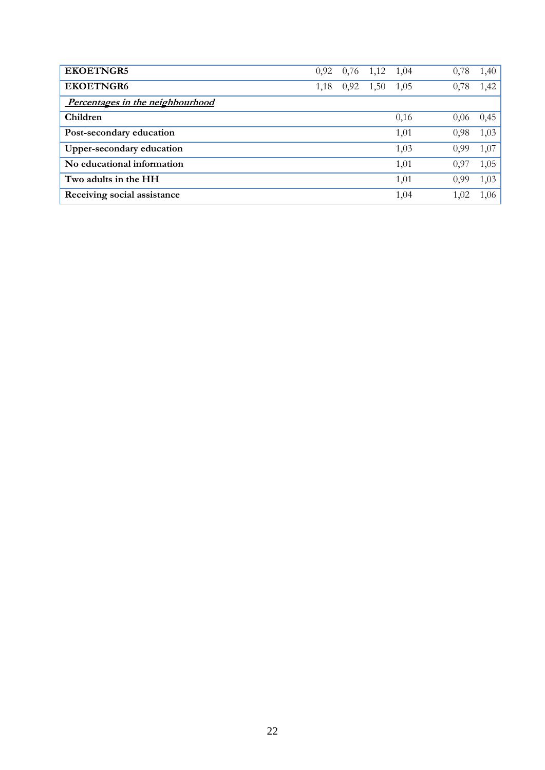| | | | | | | | |
|---|---|---|---|---|---|---|---|
| **EKOETNGR5** | 0,92 | 0,76 | 1,12 | 1,04 | | 0,78 | 1,40 |
| **EKOETNGR6** | 1,18 | 0,92 | 1,50 | 1,05 | | 0,78 | 1,42 |
| ***Percentages in the neighbourhood*** | | | | | | | |
| **Children** | | | | 0,16 | | 0,06 | 0,45 |
| **Post-secondary education** | | | | 1,01 | | 0,98 | 1,03 |
| **Upper-secondary education** | | | | 1,03 | | 0,99 | 1,07 |
| **No educational information** | | | | 1,01 | | 0,97 | 1,05 |
| **Two adults in the HH** | | | | 1,01 | | 0,99 | 1,03 |
| **Receiving social assistance** | | | | 1,04 | | 1,02 | 1,06 |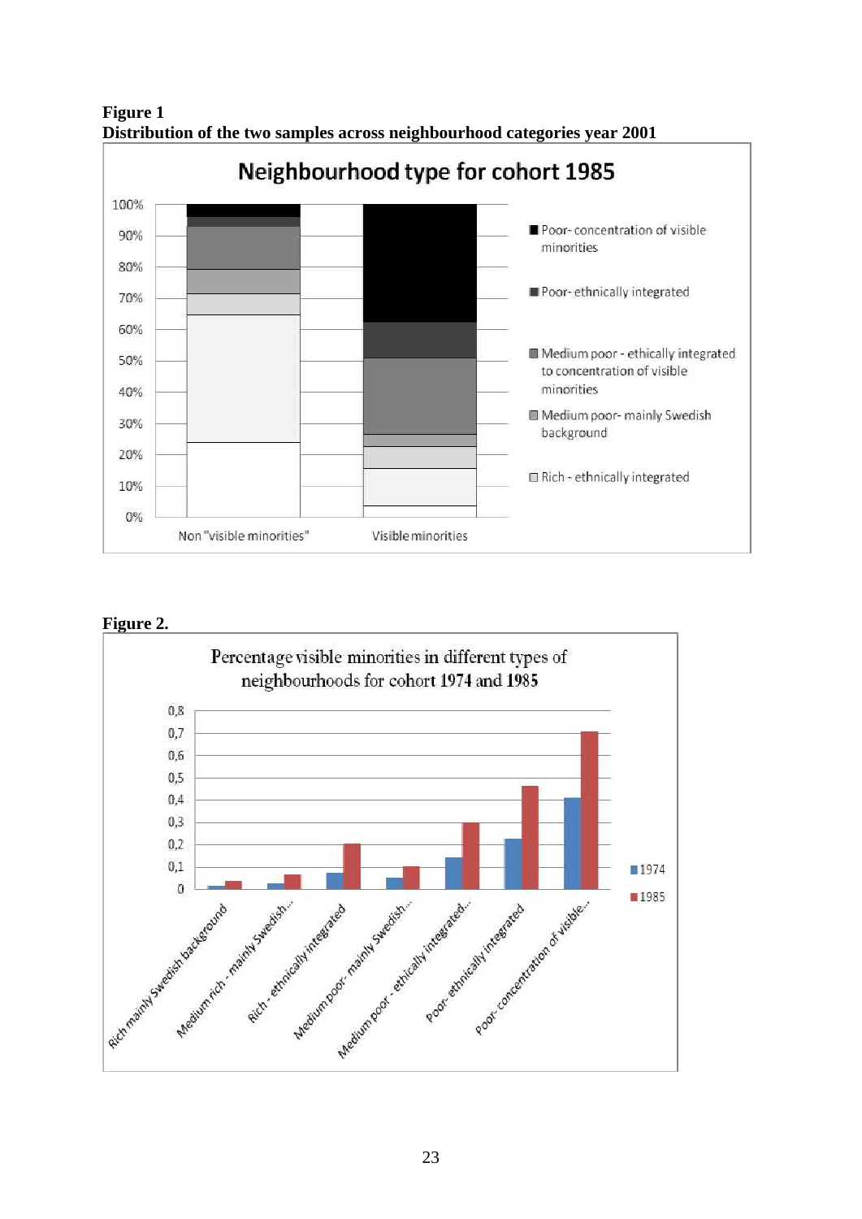**Figure 1**
**Distribution of the two samples across neighbourhood categories year 2001**

**Figure 2.**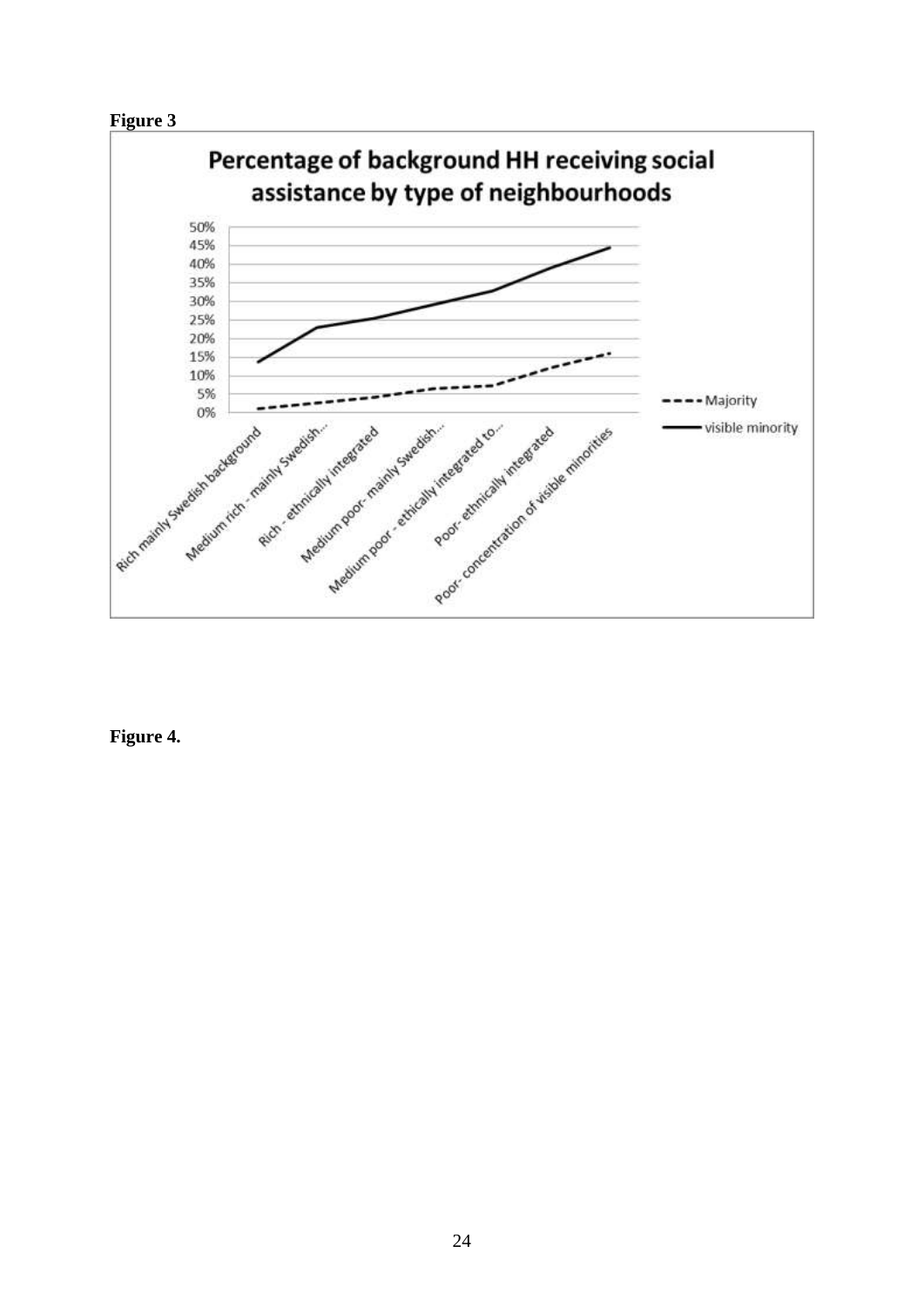**Figure 3**

**Percentage of background HH receiving social assistance by type of neighbourhoods**

| Type of neighbourhood | Majority | visible minority |
|---|---|---|
| Rich mainly Swedish background | ~1% | ~14% |
| Medium rich - mainly Swedish... | ~2.5% | ~23% |
| Rich - ethnically integrated | ~4% | ~25.5% |
| Medium poor- mainly Swedish... | ~6.5% | ~29% |
| Medium poor - ethically integrated to... | ~7% | ~33% |
| Poor- ethnically integrated | ~12% | ~39% |
| Poor- concentration of visible minorities | ~16% | ~44.5% |

**Figure 4.**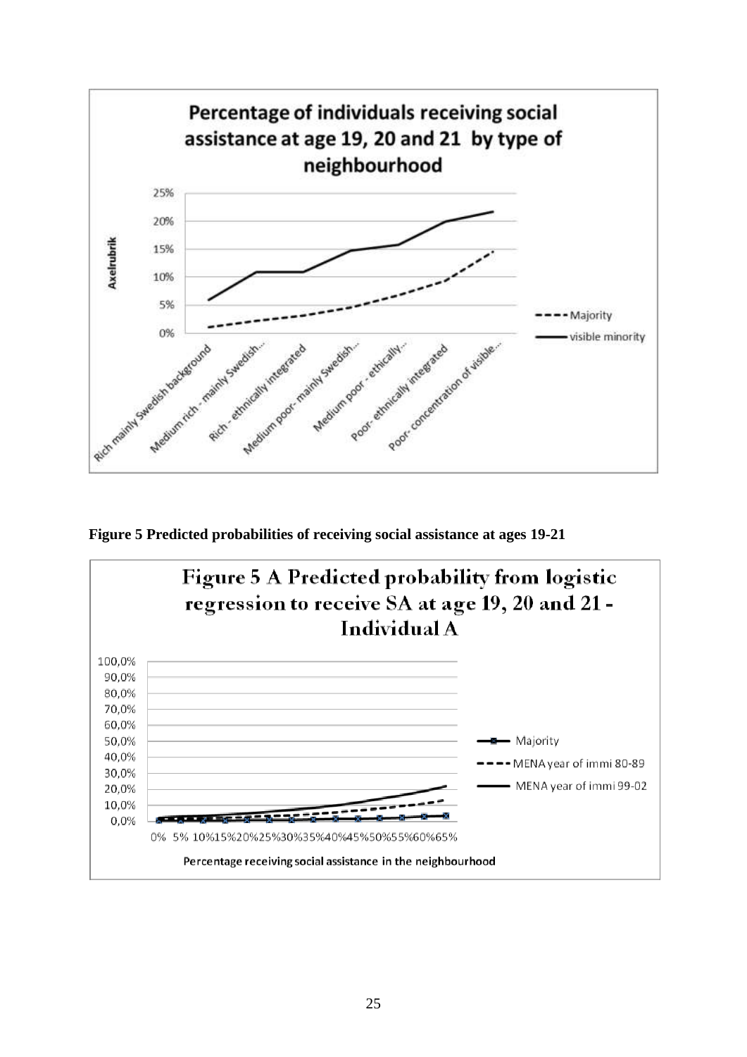**Percentage of individuals receiving social assistance at age 19, 20 and 21 by type of neighbourhood**

Axelrubrik

25%
20%
15%
10%
5%
0%

Rich mainly Swedish background
Medium rich - mainly Swedish...
Rich - ethnically integrated
Medium poor- mainly Swedish...
Medium poor - ethically...
Poor- ethnically integrated
Poor- concentration of visible...

- - - - Majority
—— visible minority

**Figure 5 Predicted probabilities of receiving social assistance at ages 19-21**

**Figure 5 A Predicted probability from logistic regression to receive SA at age 19, 20 and 21 - Individual A**

100,0%
90,0%
80,0%
70,0%
60,0%
50,0%
40,0%
30,0%
20,0%
10,0%
0,0%

0% 5% 10% 15% 20% 25% 30% 35% 40% 45% 50% 55% 60% 65%

Percentage receiving social assistance in the neighbourhood

—■— Majority
- - - - MENA year of immi 80-89
—— MENA year of immi 99-02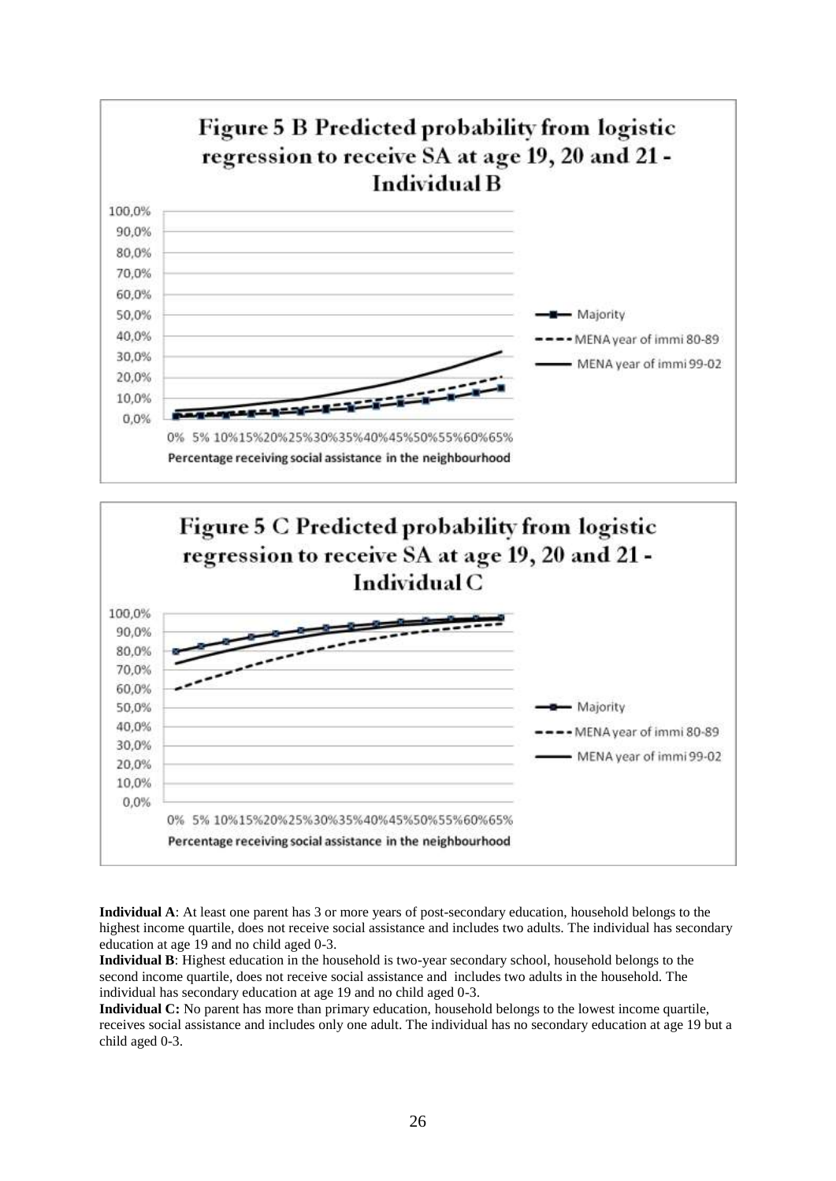Figure 5 B Predicted probability from logistic regression to receive SA at age 19, 20 and 21 - Individual B

100,0%
90,0%
80,0%
70,0%
60,0%
50,0%
40,0%
30,0%
20,0%
10,0%
0,0%

0% 5% 10% 15% 20% 25% 30% 35% 40% 45% 50% 55% 60% 65%

Percentage receiving social assistance in the neighbourhood

Majority
MENA year of immi 80-89
MENA year of immi 99-02

Figure 5 C Predicted probability from logistic regression to receive SA at age 19, 20 and 21 - Individual C

100,0%
90,0%
80,0%
70,0%
60,0%
50,0%
40,0%
30,0%
20,0%
10,0%
0,0%

0% 5% 10% 15% 20% 25% 30% 35% 40% 45% 50% 55% 60% 65%

Percentage receiving social assistance in the neighbourhood

Majority
MENA year of immi 80-89
MENA year of immi 99-02

**Individual A**: At least one parent has 3 or more years of post-secondary education, household belongs to the highest income quartile, does not receive social assistance and includes two adults. The individual has secondary education at age 19 and no child aged 0-3.

**Individual B**: Highest education in the household is two-year secondary school, household belongs to the second income quartile, does not receive social assistance and includes two adults in the household. The individual has secondary education at age 19 and no child aged 0-3.

**Individual C:** No parent has more than primary education, household belongs to the lowest income quartile, receives social assistance and includes only one adult. The individual has no secondary education at age 19 but a child aged 0-3.